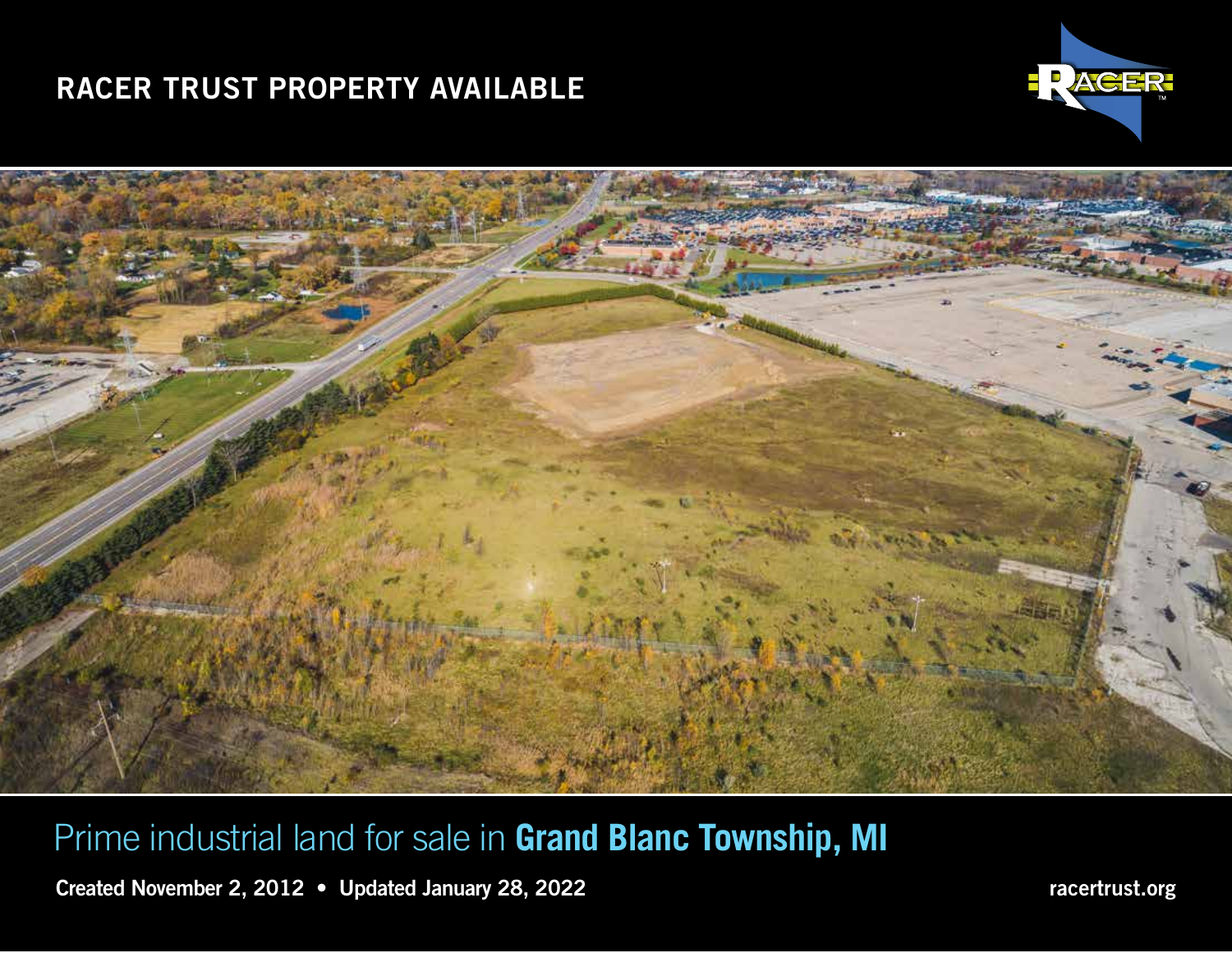# RACER TRUST PROPERTY AVAILABLE

## Prime industrial land for sale in **Grand Blanc Township, MI**

**Created November 2, 2012 • Updated January 28, 2022**

**racertrust.org**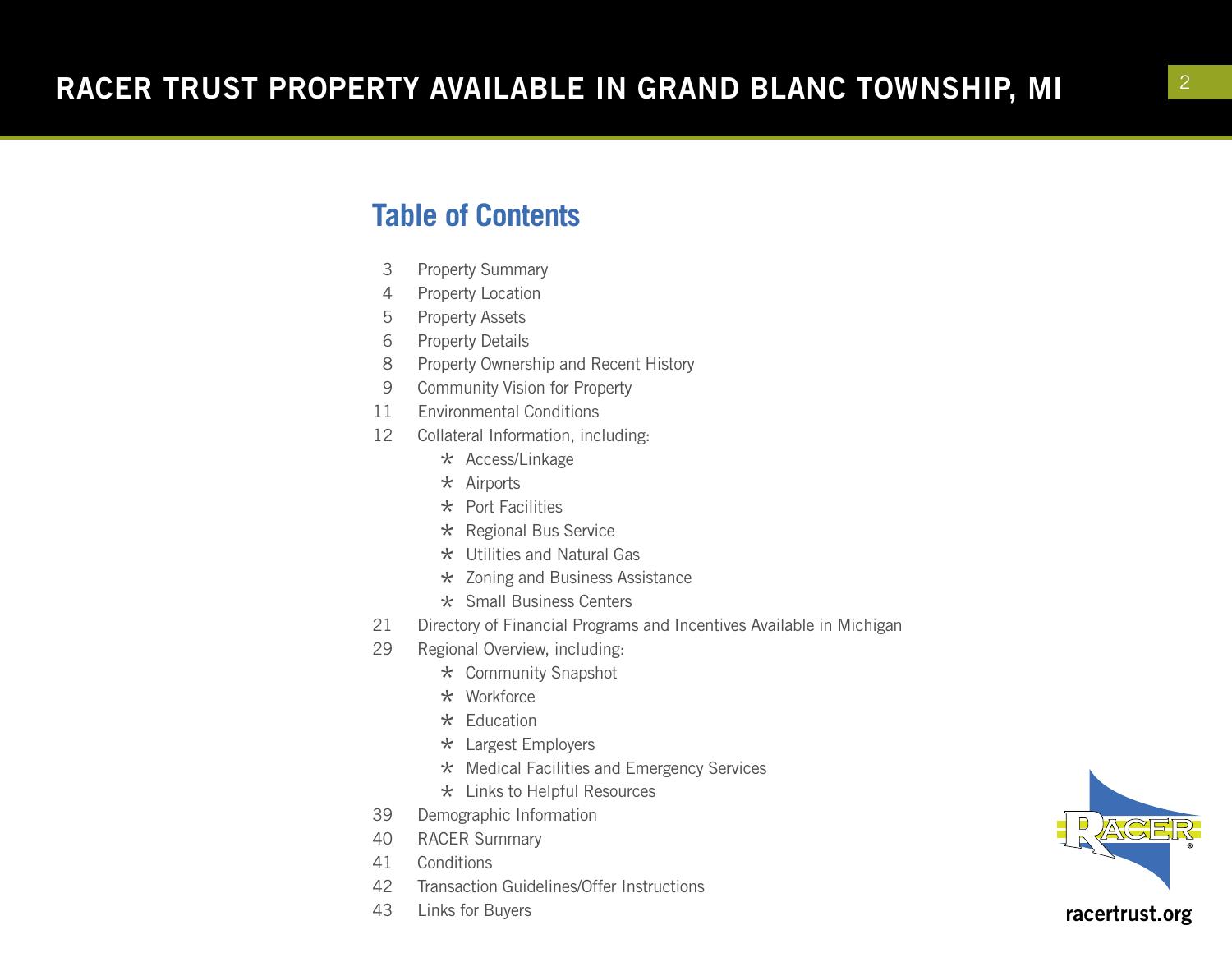## Table of Contents

- 3 Property Summary
- 4 Property Location
- 5 Property Assets
- 6 Property Details
- 8 Property Ownership and Recent History
- 9 Community Vision for Property
- 11 Environmental Conditions
- 12 Collateral Information, including:
  - Access/Linkage
  - Airports
  - Port Facilities
  - Regional Bus Service
  - Utilities and Natural Gas
  - Zoning and Business Assistance
  - Small Business Centers
- 21 Directory of Financial Programs and Incentives Available in Michigan
- 29 Regional Overview, including:
  - Community Snapshot
  - Workforce
  - Education
  - Largest Employers
  - Medical Facilities and Emergency Services
  - Links to Helpful Resources
- 39 Demographic Information
- 40 RACER Summary
- 41 Conditions
- 42 Transaction Guidelines/Offer Instructions
- 43 Links for Buyers

racertrust.org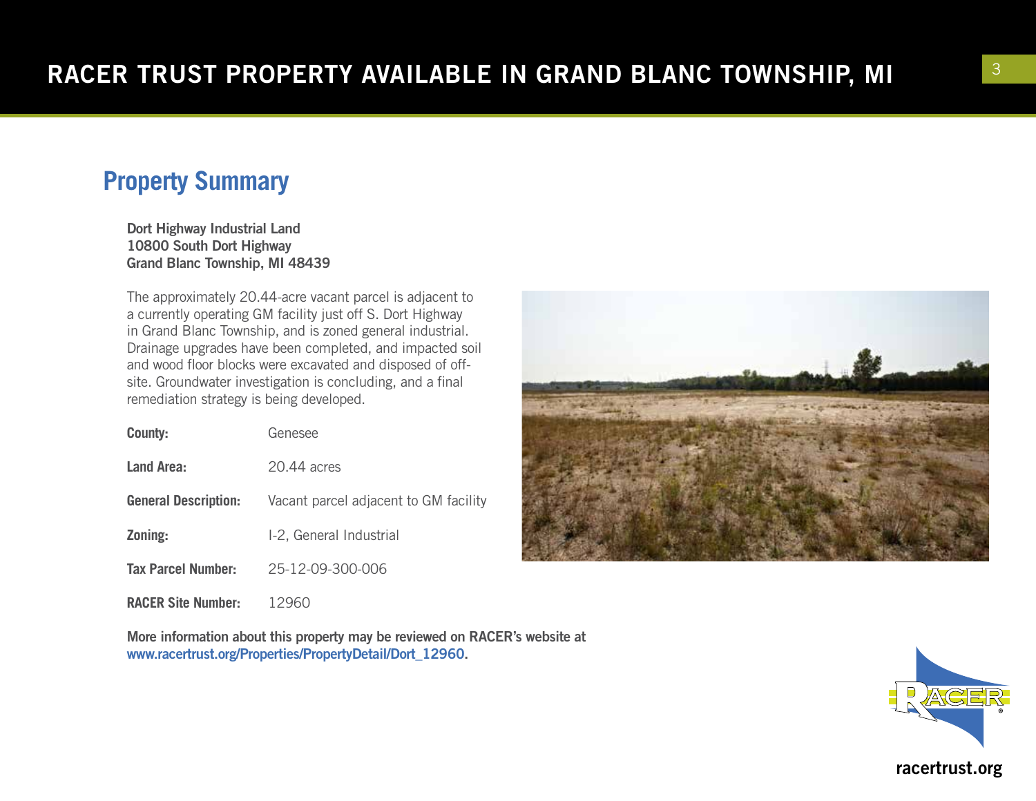# RACER TRUST PROPERTY AVAILABLE IN GRAND BLANC TOWNSHIP, MI

## Property Summary

**Dort Highway Industrial Land**
**10800 South Dort Highway**
**Grand Blanc Township, MI 48439**

The approximately 20.44-acre vacant parcel is adjacent to a currently operating GM facility just off S. Dort Highway in Grand Blanc Township, and is zoned general industrial. Drainage upgrades have been completed, and impacted soil and wood floor blocks were excavated and disposed of off-site. Groundwater investigation is concluding, and a final remediation strategy is being developed.

| | |
|---|---|
| **County:** | Genesee |
| **Land Area:** | 20.44 acres |
| **General Description:** | Vacant parcel adjacent to GM facility |
| **Zoning:** | I-2, General Industrial |
| **Tax Parcel Number:** | 25-12-09-300-006 |
| **RACER Site Number:** | 12960 |

**More information about this property may be reviewed on RACER's website at www.racertrust.org/Properties/PropertyDetail/Dort_12960.**

racertrust.org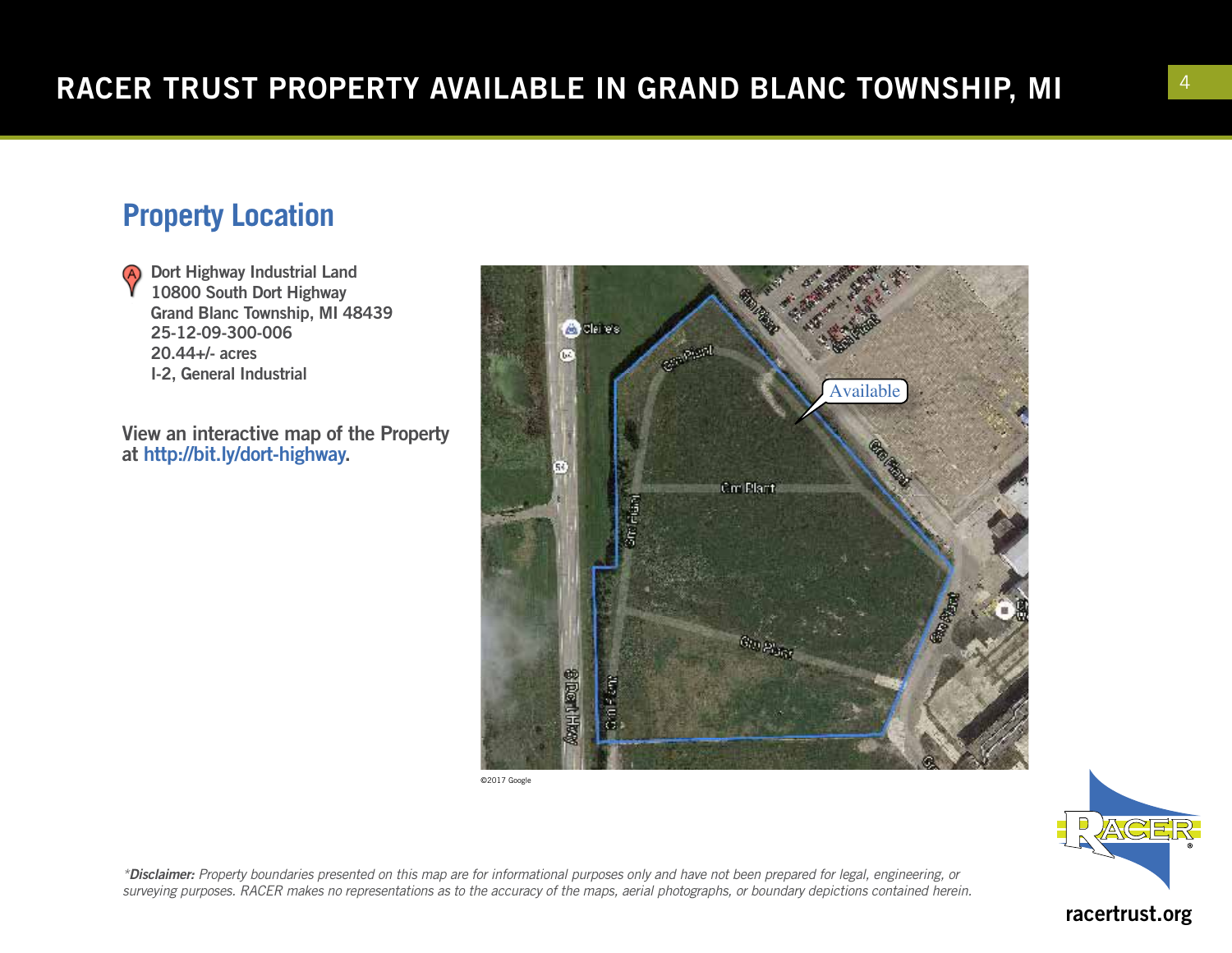# RACER TRUST PROPERTY AVAILABLE IN GRAND BLANC TOWNSHIP, MI

## Property Location

Dort Highway Industrial Land
10800 South Dort Highway
Grand Blanc Township, MI 48439
25-12-09-300-006
20.44+/- acres
I-2, General Industrial

View an interactive map of the Property at http://bit.ly/dort-highway.

©2017 Google

**\*Disclaimer:** *Property boundaries presented on this map are for informational purposes only and have not been prepared for legal, engineering, or surveying purposes. RACER makes no representations as to the accuracy of the maps, aerial photographs, or boundary depictions contained herein.*

racertrust.org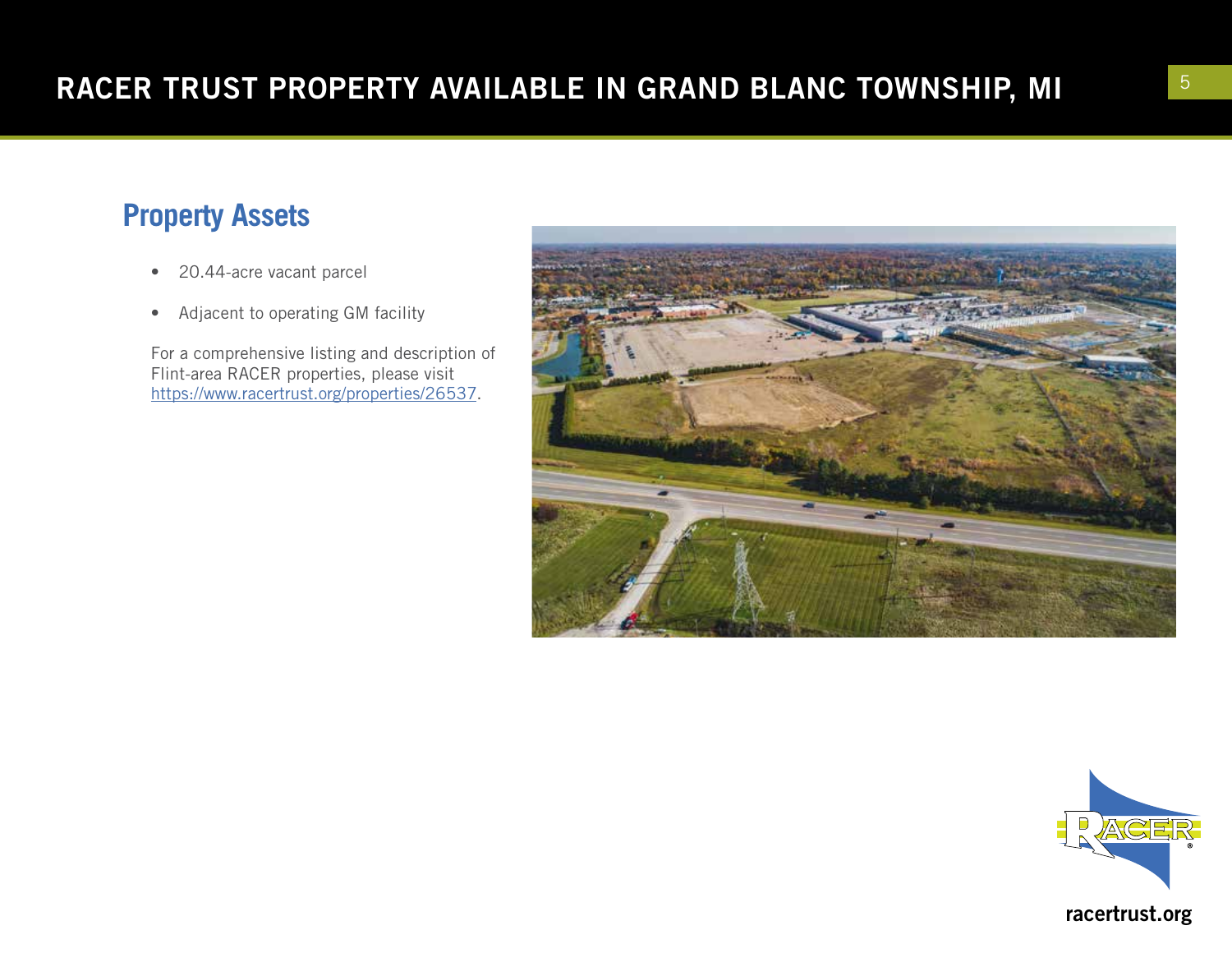## Property Assets

- 20.44-acre vacant parcel
- Adjacent to operating GM facility

For a comprehensive listing and description of Flint-area RACER properties, please visit [https://www.racertrust.org/properties/26537](https://www.racertrust.org/properties/26537).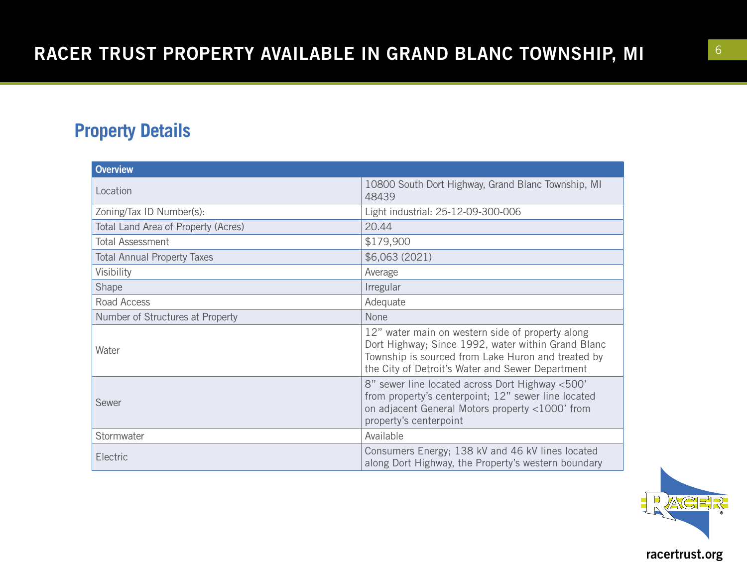## Property Details

| Overview | |
|---|---|
| Location | 10800 South Dort Highway, Grand Blanc Township, MI 48439 |
| Zoning/Tax ID Number(s): | Light industrial: 25-12-09-300-006 |
| Total Land Area of Property (Acres) | 20.44 |
| Total Assessment | $179,900 |
| Total Annual Property Taxes | $6,063 (2021) |
| Visibility | Average |
| Shape | Irregular |
| Road Access | Adequate |
| Number of Structures at Property | None |
| Water | 12" water main on western side of property along Dort Highway; Since 1992, water within Grand Blanc Township is sourced from Lake Huron and treated by the City of Detroit's Water and Sewer Department |
| Sewer | 8" sewer line located across Dort Highway <500' from property's centerpoint; 12" sewer line located on adjacent General Motors property <1000' from property's centerpoint |
| Stormwater | Available |
| Electric | Consumers Energy; 138 kV and 46 kV lines located along Dort Highway, the Property's western boundary |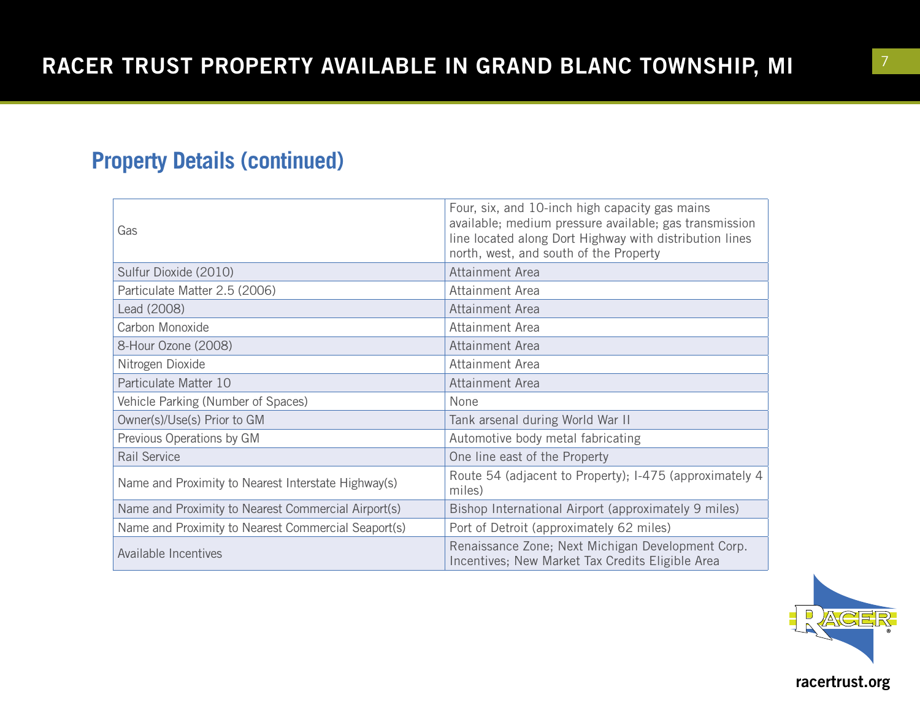## Property Details (continued)

| | |
|---|---|
| Gas | Four, six, and 10-inch high capacity gas mains available; medium pressure available; gas transmission line located along Dort Highway with distribution lines north, west, and south of the Property |
| Sulfur Dioxide (2010) | Attainment Area |
| Particulate Matter 2.5 (2006) | Attainment Area |
| Lead (2008) | Attainment Area |
| Carbon Monoxide | Attainment Area |
| 8-Hour Ozone (2008) | Attainment Area |
| Nitrogen Dioxide | Attainment Area |
| Particulate Matter 10 | Attainment Area |
| Vehicle Parking (Number of Spaces) | None |
| Owner(s)/Use(s) Prior to GM | Tank arsenal during World War II |
| Previous Operations by GM | Automotive body metal fabricating |
| Rail Service | One line east of the Property |
| Name and Proximity to Nearest Interstate Highway(s) | Route 54 (adjacent to Property); I-475 (approximately 4 miles) |
| Name and Proximity to Nearest Commercial Airport(s) | Bishop International Airport (approximately 9 miles) |
| Name and Proximity to Nearest Commercial Seaport(s) | Port of Detroit (approximately 62 miles) |
| Available Incentives | Renaissance Zone; Next Michigan Development Corp. Incentives; New Market Tax Credits Eligible Area |

racertrust.org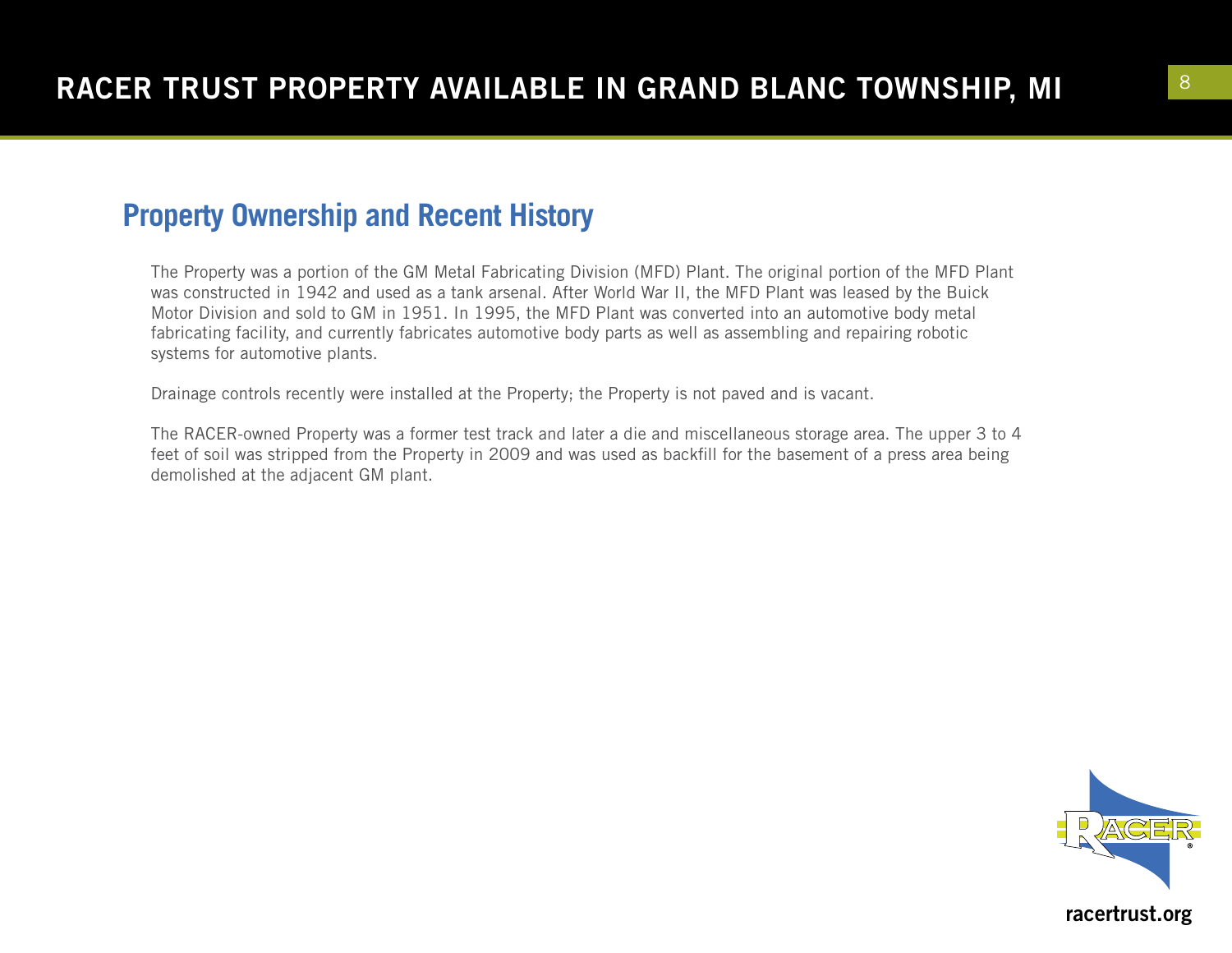## Property Ownership and Recent History

The Property was a portion of the GM Metal Fabricating Division (MFD) Plant. The original portion of the MFD Plant was constructed in 1942 and used as a tank arsenal. After World War II, the MFD Plant was leased by the Buick Motor Division and sold to GM in 1951. In 1995, the MFD Plant was converted into an automotive body metal fabricating facility, and currently fabricates automotive body parts as well as assembling and repairing robotic systems for automotive plants.

Drainage controls recently were installed at the Property; the Property is not paved and is vacant.

The RACER-owned Property was a former test track and later a die and miscellaneous storage area. The upper 3 to 4 feet of soil was stripped from the Property in 2009 and was used as backfill for the basement of a press area being demolished at the adjacent GM plant.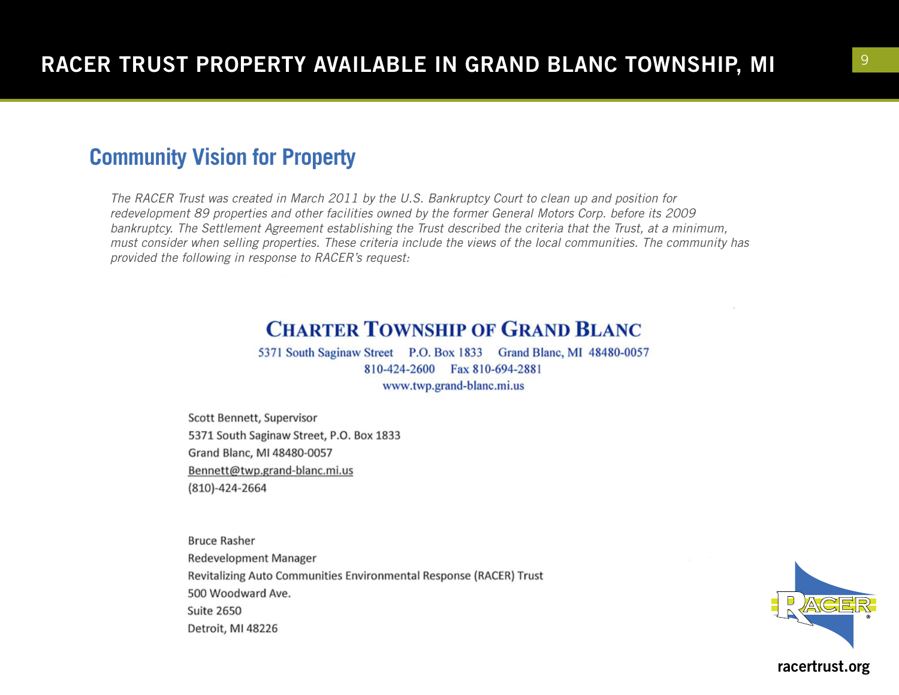# RACER TRUST PROPERTY AVAILABLE IN GRAND BLANC TOWNSHIP, MI

## Community Vision for Property

*The RACER Trust was created in March 2011 by the U.S. Bankruptcy Court to clean up and position for redevelopment 89 properties and other facilities owned by the former General Motors Corp. before its 2009 bankruptcy. The Settlement Agreement establishing the Trust described the criteria that the Trust, at a minimum, must consider when selling properties. These criteria include the views of the local communities. The community has provided the following in response to RACER's request:*

**CHARTER TOWNSHIP OF GRAND BLANC**

5371 South Saginaw Street P.O. Box 1833 Grand Blanc, MI 48480-0057
810-424-2600 Fax 810-694-2881
www.twp.grand-blanc.mi.us

Scott Bennett, Supervisor
5371 South Saginaw Street, P.O. Box 1833
Grand Blanc, MI 48480-0057
Bennett@twp.grand-blanc.mi.us
(810)-424-2664

Bruce Rasher
Redevelopment Manager
Revitalizing Auto Communities Environmental Response (RACER) Trust
500 Woodward Ave.
Suite 2650
Detroit, MI 48226

racertrust.org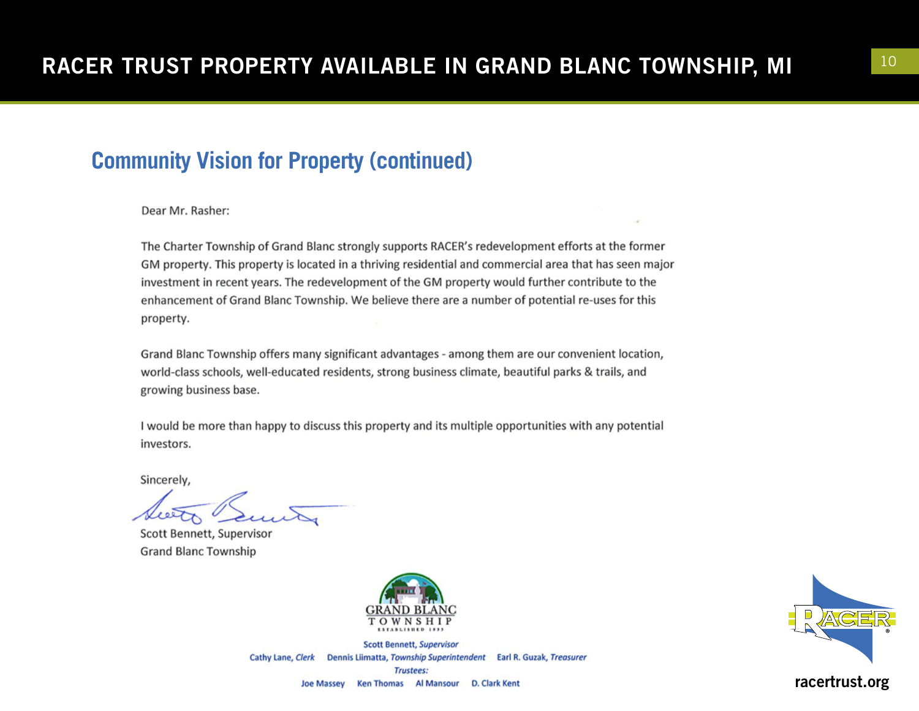## Community Vision for Property (continued)

Dear Mr. Rasher:

The Charter Township of Grand Blanc strongly supports RACER's redevelopment efforts at the former GM property. This property is located in a thriving residential and commercial area that has seen major investment in recent years. The redevelopment of the GM property would further contribute to the enhancement of Grand Blanc Township. We believe there are a number of potential re-uses for this property.

Grand Blanc Township offers many significant advantages - among them are our convenient location, world-class schools, well-educated residents, strong business climate, beautiful parks & trails, and growing business base.

I would be more than happy to discuss this property and its multiple opportunities with any potential investors.

Sincerely,

Scott Bennett, Supervisor
Grand Blanc Township

GRAND BLANC TOWNSHIP
ESTABLISHED 1833

Scott Bennett, *Supervisor*
Cathy Lane, *Clerk* Dennis Liimatta, *Township Superintendent* Earl R. Guzak, *Treasurer*
*Trustees:*
Joe Massey Ken Thomas Al Mansour D. Clark Kent

racertrust.org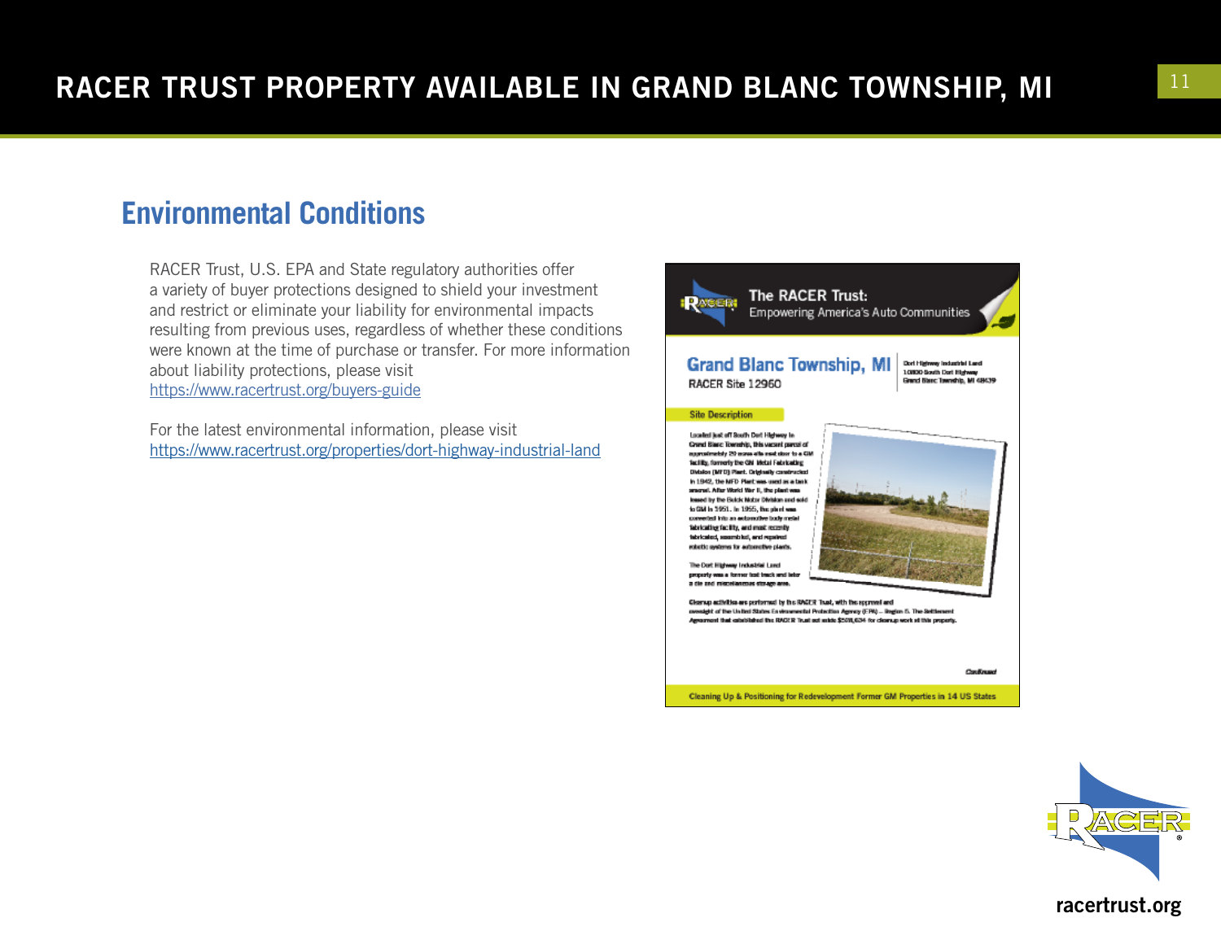# RACER TRUST PROPERTY AVAILABLE IN GRAND BLANC TOWNSHIP, MI

## Environmental Conditions

RACER Trust, U.S. EPA and State regulatory authorities offer a variety of buyer protections designed to shield your investment and restrict or eliminate your liability for environmental impacts resulting from previous uses, regardless of whether these conditions were known at the time of purchase or transfer. For more information about liability protections, please visit https://www.racertrust.org/buyers-guide

For the latest environmental information, please visit https://www.racertrust.org/properties/dort-highway-industrial-land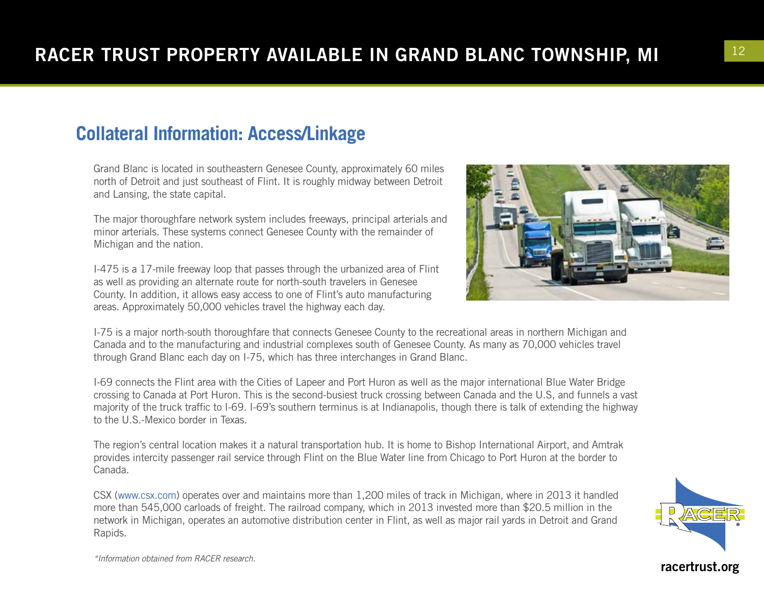## Collateral Information: Access/Linkage

Grand Blanc is located in southeastern Genesee County, approximately 60 miles north of Detroit and just southeast of Flint. It is roughly midway between Detroit and Lansing, the state capital.

The major thoroughfare network system includes freeways, principal arterials and minor arterials. These systems connect Genesee County with the remainder of Michigan and the nation.

I-475 is a 17-mile freeway loop that passes through the urbanized area of Flint as well as providing an alternate route for north-south travelers in Genesee County. In addition, it allows easy access to one of Flint's auto manufacturing areas. Approximately 50,000 vehicles travel the highway each day.

I-75 is a major north-south thoroughfare that connects Genesee County to the recreational areas in northern Michigan and Canada and to the manufacturing and industrial complexes south of Genesee County. As many as 70,000 vehicles travel through Grand Blanc each day on I-75, which has three interchanges in Grand Blanc.

I-69 connects the Flint area with the Cities of Lapeer and Port Huron as well as the major international Blue Water Bridge crossing to Canada at Port Huron. This is the second-busiest truck crossing between Canada and the U.S, and funnels a vast majority of the truck traffic to I-69. I-69's southern terminus is at Indianapolis, though there is talk of extending the highway to the U.S.-Mexico border in Texas.

The region's central location makes it a natural transportation hub. It is home to Bishop International Airport, and Amtrak provides intercity passenger rail service through Flint on the Blue Water line from Chicago to Port Huron at the border to Canada.

CSX (www.csx.com) operates over and maintains more than 1,200 miles of track in Michigan, where in 2013 it handled more than 545,000 carloads of freight. The railroad company, which in 2013 invested more than $20.5 million in the network in Michigan, operates an automotive distribution center in Flint, as well as major rail yards in Detroit and Grand Rapids.

*\*Information obtained from RACER research.*

racertrust.org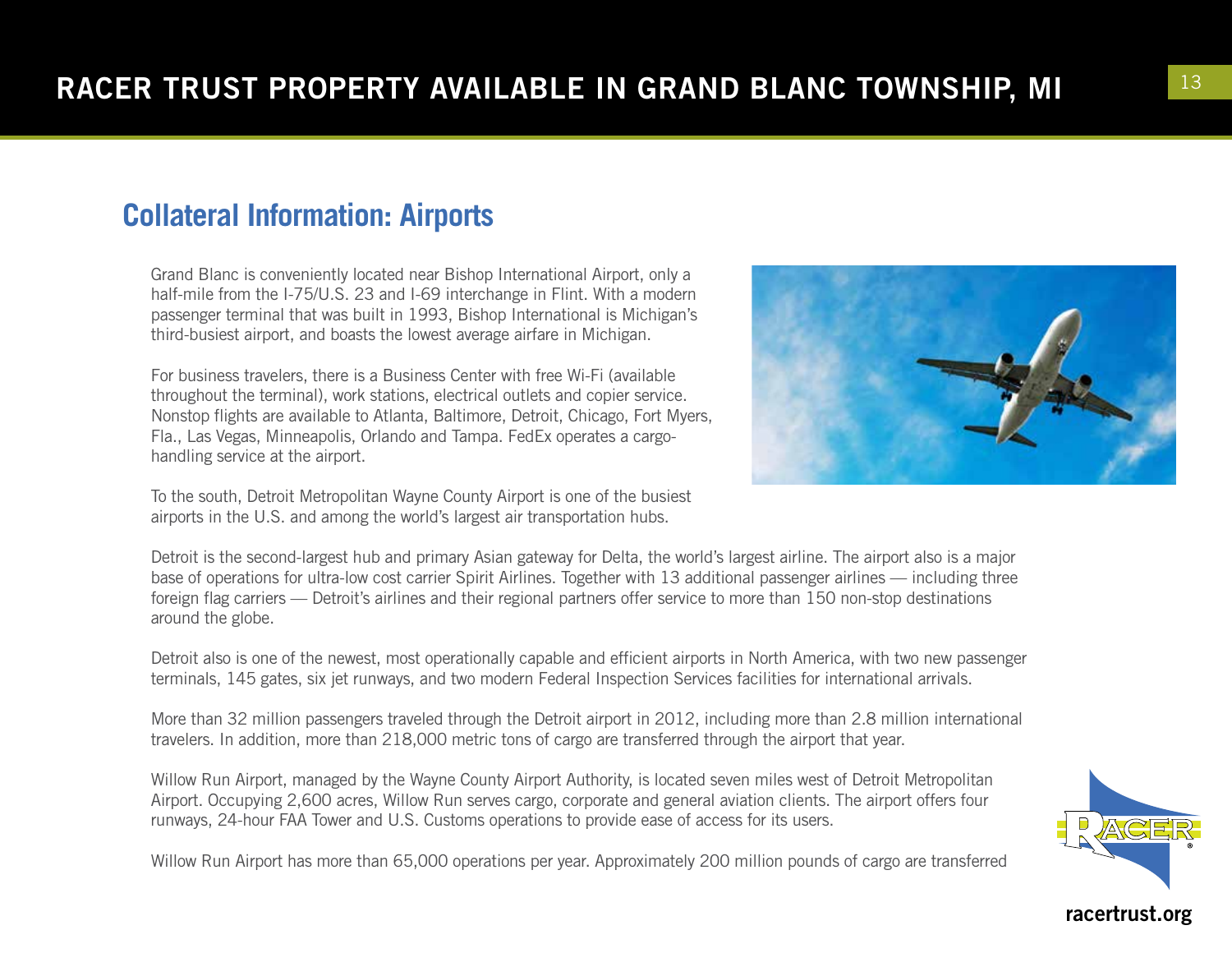## Collateral Information: Airports

Grand Blanc is conveniently located near Bishop International Airport, only a half-mile from the I-75/U.S. 23 and I-69 interchange in Flint. With a modern passenger terminal that was built in 1993, Bishop International is Michigan's third-busiest airport, and boasts the lowest average airfare in Michigan.

For business travelers, there is a Business Center with free Wi-Fi (available throughout the terminal), work stations, electrical outlets and copier service. Nonstop flights are available to Atlanta, Baltimore, Detroit, Chicago, Fort Myers, Fla., Las Vegas, Minneapolis, Orlando and Tampa. FedEx operates a cargo-handling service at the airport.

To the south, Detroit Metropolitan Wayne County Airport is one of the busiest airports in the U.S. and among the world's largest air transportation hubs.

Detroit is the second-largest hub and primary Asian gateway for Delta, the world's largest airline. The airport also is a major base of operations for ultra-low cost carrier Spirit Airlines. Together with 13 additional passenger airlines — including three foreign flag carriers — Detroit's airlines and their regional partners offer service to more than 150 non-stop destinations around the globe.

Detroit also is one of the newest, most operationally capable and efficient airports in North America, with two new passenger terminals, 145 gates, six jet runways, and two modern Federal Inspection Services facilities for international arrivals.

More than 32 million passengers traveled through the Detroit airport in 2012, including more than 2.8 million international travelers. In addition, more than 218,000 metric tons of cargo are transferred through the airport that year.

Willow Run Airport, managed by the Wayne County Airport Authority, is located seven miles west of Detroit Metropolitan Airport. Occupying 2,600 acres, Willow Run serves cargo, corporate and general aviation clients. The airport offers four runways, 24-hour FAA Tower and U.S. Customs operations to provide ease of access for its users.

Willow Run Airport has more than 65,000 operations per year. Approximately 200 million pounds of cargo are transferred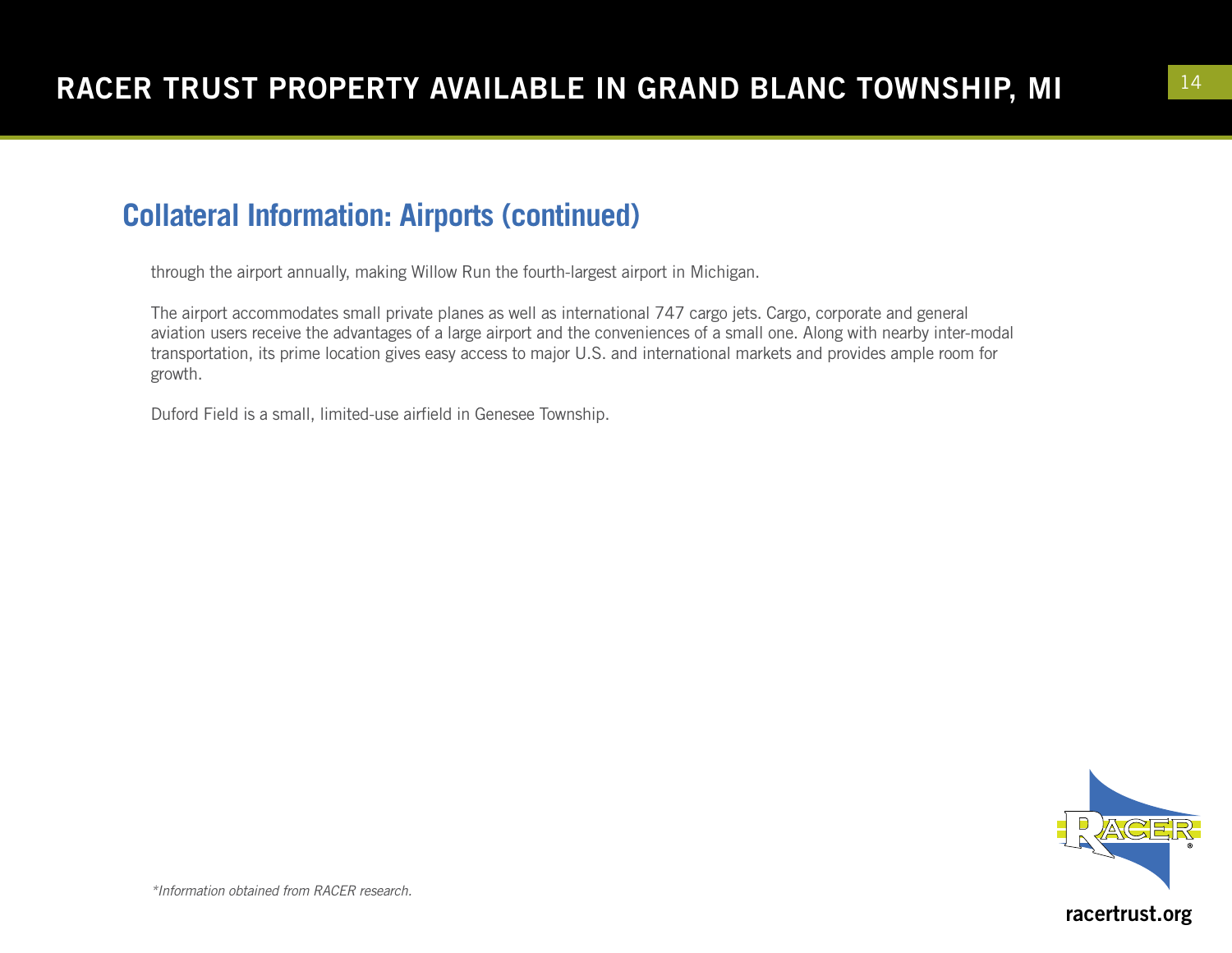## Collateral Information: Airports (continued)

through the airport annually, making Willow Run the fourth-largest airport in Michigan.

The airport accommodates small private planes as well as international 747 cargo jets. Cargo, corporate and general aviation users receive the advantages of a large airport and the conveniences of a small one. Along with nearby inter-modal transportation, its prime location gives easy access to major U.S. and international markets and provides ample room for growth.

Duford Field is a small, limited-use airfield in Genesee Township.

*\*Information obtained from RACER research.*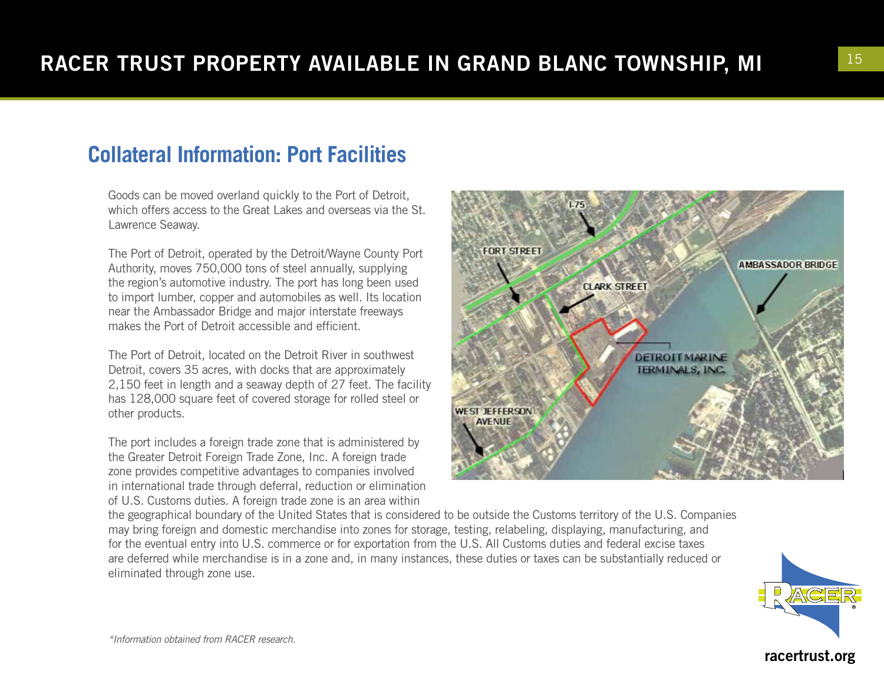## Collateral Information: Port Facilities

Goods can be moved overland quickly to the Port of Detroit, which offers access to the Great Lakes and overseas via the St. Lawrence Seaway.

The Port of Detroit, operated by the Detroit/Wayne County Port Authority, moves 750,000 tons of steel annually, supplying the region's automotive industry. The port has long been used to import lumber, copper and automobiles as well. Its location near the Ambassador Bridge and major interstate freeways makes the Port of Detroit accessible and efficient.

The Port of Detroit, located on the Detroit River in southwest Detroit, covers 35 acres, with docks that are approximately 2,150 feet in length and a seaway depth of 27 feet. The facility has 128,000 square feet of covered storage for rolled steel or other products.

The port includes a foreign trade zone that is administered by the Greater Detroit Foreign Trade Zone, Inc. A foreign trade zone provides competitive advantages to companies involved in international trade through deferral, reduction or elimination of U.S. Customs duties. A foreign trade zone is an area within the geographical boundary of the United States that is considered to be outside the Customs territory of the U.S. Companies may bring foreign and domestic merchandise into zones for storage, testing, relabeling, displaying, manufacturing, and for the eventual entry into U.S. commerce or for exportation from the U.S. All Customs duties and federal excise taxes are deferred while merchandise is in a zone and, in many instances, these duties or taxes can be substantially reduced or eliminated through zone use.

*Information obtained from RACER research.*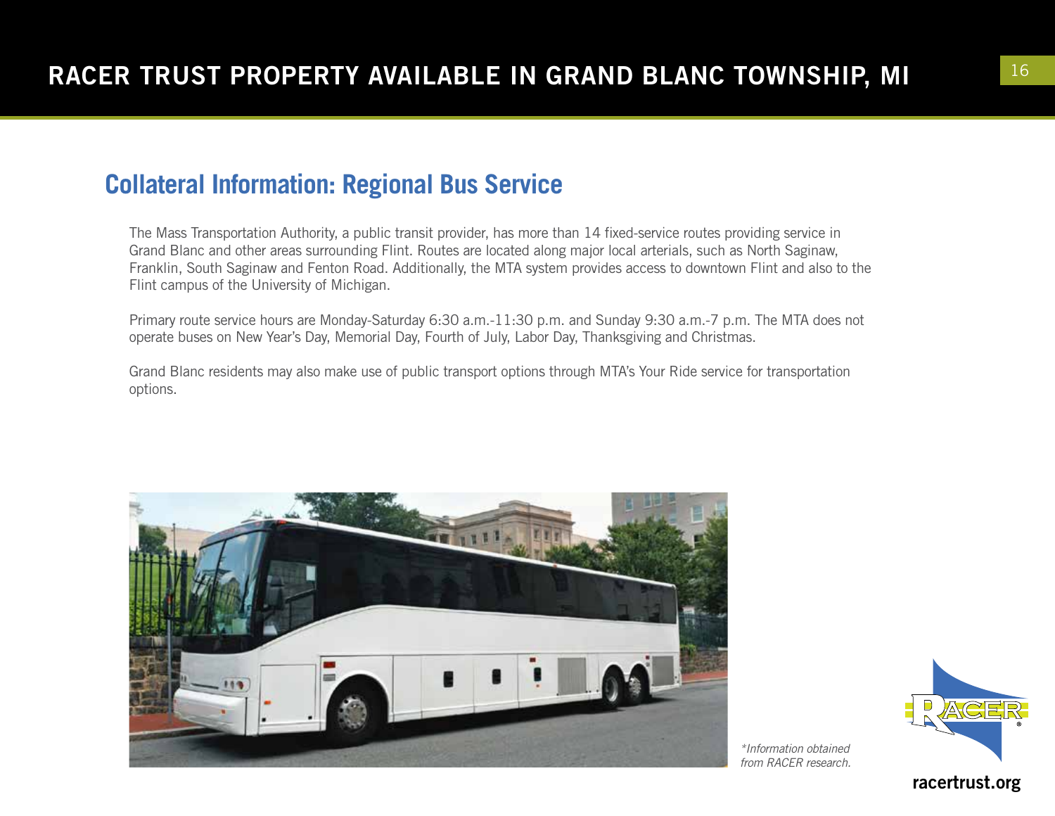## Collateral Information: Regional Bus Service

The Mass Transportation Authority, a public transit provider, has more than 14 fixed-service routes providing service in Grand Blanc and other areas surrounding Flint. Routes are located along major local arterials, such as North Saginaw, Franklin, South Saginaw and Fenton Road. Additionally, the MTA system provides access to downtown Flint and also to the Flint campus of the University of Michigan.

Primary route service hours are Monday-Saturday 6:30 a.m.-11:30 p.m. and Sunday 9:30 a.m.-7 p.m. The MTA does not operate buses on New Year's Day, Memorial Day, Fourth of July, Labor Day, Thanksgiving and Christmas.

Grand Blanc residents may also make use of public transport options through MTA's Your Ride service for transportation options.

*\*Information obtained from RACER research.*

racertrust.org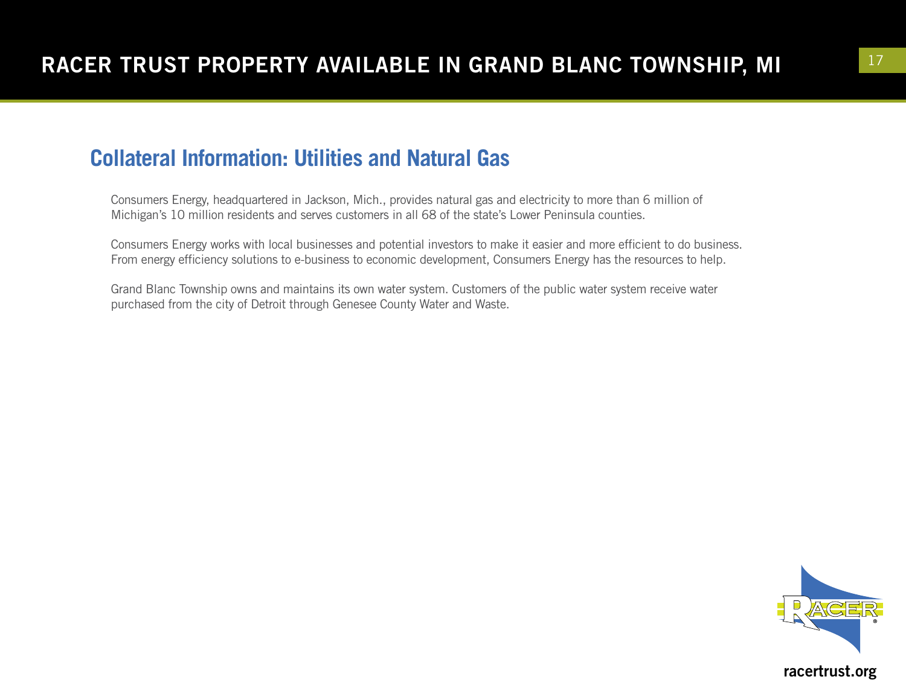## Collateral Information: Utilities and Natural Gas

Consumers Energy, headquartered in Jackson, Mich., provides natural gas and electricity to more than 6 million of Michigan's 10 million residents and serves customers in all 68 of the state's Lower Peninsula counties.

Consumers Energy works with local businesses and potential investors to make it easier and more efficient to do business. From energy efficiency solutions to e-business to economic development, Consumers Energy has the resources to help.

Grand Blanc Township owns and maintains its own water system. Customers of the public water system receive water purchased from the city of Detroit through Genesee County Water and Waste.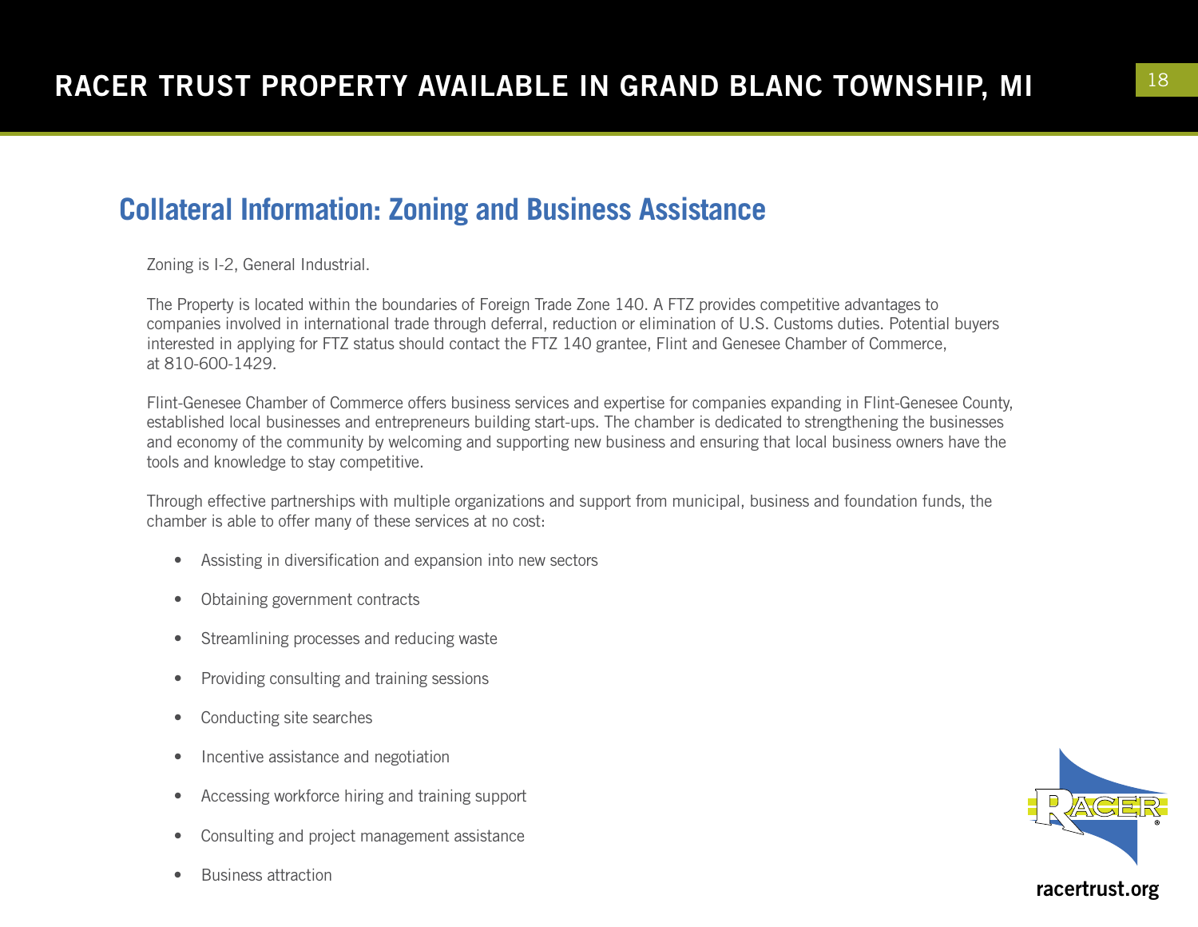## Collateral Information: Zoning and Business Assistance

Zoning is I-2, General Industrial.

The Property is located within the boundaries of Foreign Trade Zone 140. A FTZ provides competitive advantages to companies involved in international trade through deferral, reduction or elimination of U.S. Customs duties. Potential buyers interested in applying for FTZ status should contact the FTZ 140 grantee, Flint and Genesee Chamber of Commerce, at 810-600-1429.

Flint-Genesee Chamber of Commerce offers business services and expertise for companies expanding in Flint-Genesee County, established local businesses and entrepreneurs building start-ups. The chamber is dedicated to strengthening the businesses and economy of the community by welcoming and supporting new business and ensuring that local business owners have the tools and knowledge to stay competitive.

Through effective partnerships with multiple organizations and support from municipal, business and foundation funds, the chamber is able to offer many of these services at no cost:

- Assisting in diversification and expansion into new sectors
- Obtaining government contracts
- Streamlining processes and reducing waste
- Providing consulting and training sessions
- Conducting site searches
- Incentive assistance and negotiation
- Accessing workforce hiring and training support
- Consulting and project management assistance
- Business attraction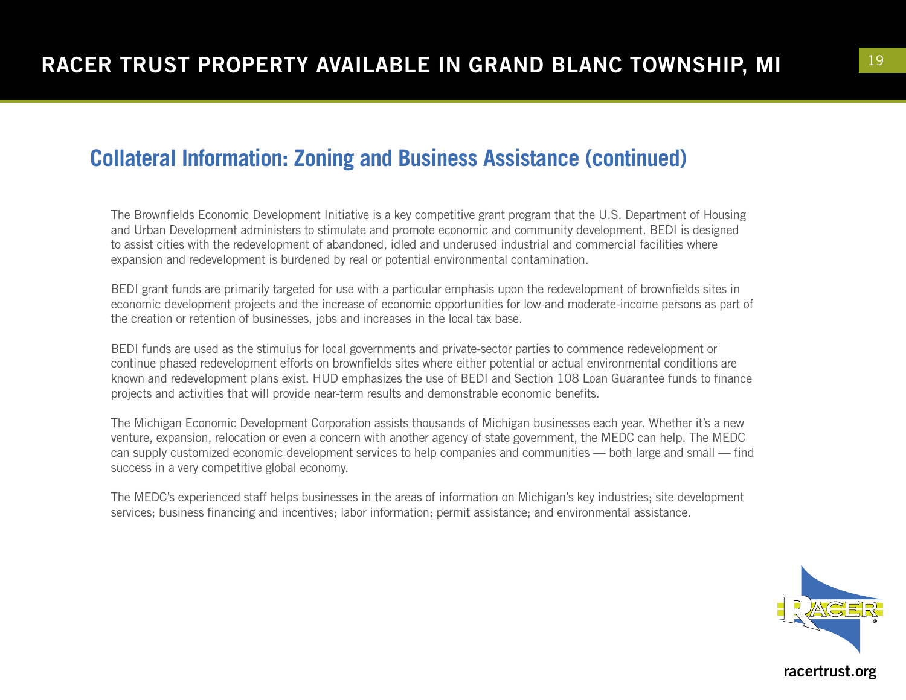## Collateral Information: Zoning and Business Assistance (continued)

The Brownfields Economic Development Initiative is a key competitive grant program that the U.S. Department of Housing and Urban Development administers to stimulate and promote economic and community development. BEDI is designed to assist cities with the redevelopment of abandoned, idled and underused industrial and commercial facilities where expansion and redevelopment is burdened by real or potential environmental contamination.

BEDI grant funds are primarily targeted for use with a particular emphasis upon the redevelopment of brownfields sites in economic development projects and the increase of economic opportunities for low-and moderate-income persons as part of the creation or retention of businesses, jobs and increases in the local tax base.

BEDI funds are used as the stimulus for local governments and private-sector parties to commence redevelopment or continue phased redevelopment efforts on brownfields sites where either potential or actual environmental conditions are known and redevelopment plans exist. HUD emphasizes the use of BEDI and Section 108 Loan Guarantee funds to finance projects and activities that will provide near-term results and demonstrable economic benefits.

The Michigan Economic Development Corporation assists thousands of Michigan businesses each year. Whether it's a new venture, expansion, relocation or even a concern with another agency of state government, the MEDC can help. The MEDC can supply customized economic development services to help companies and communities — both large and small — find success in a very competitive global economy.

The MEDC's experienced staff helps businesses in the areas of information on Michigan's key industries; site development services; business financing and incentives; labor information; permit assistance; and environmental assistance.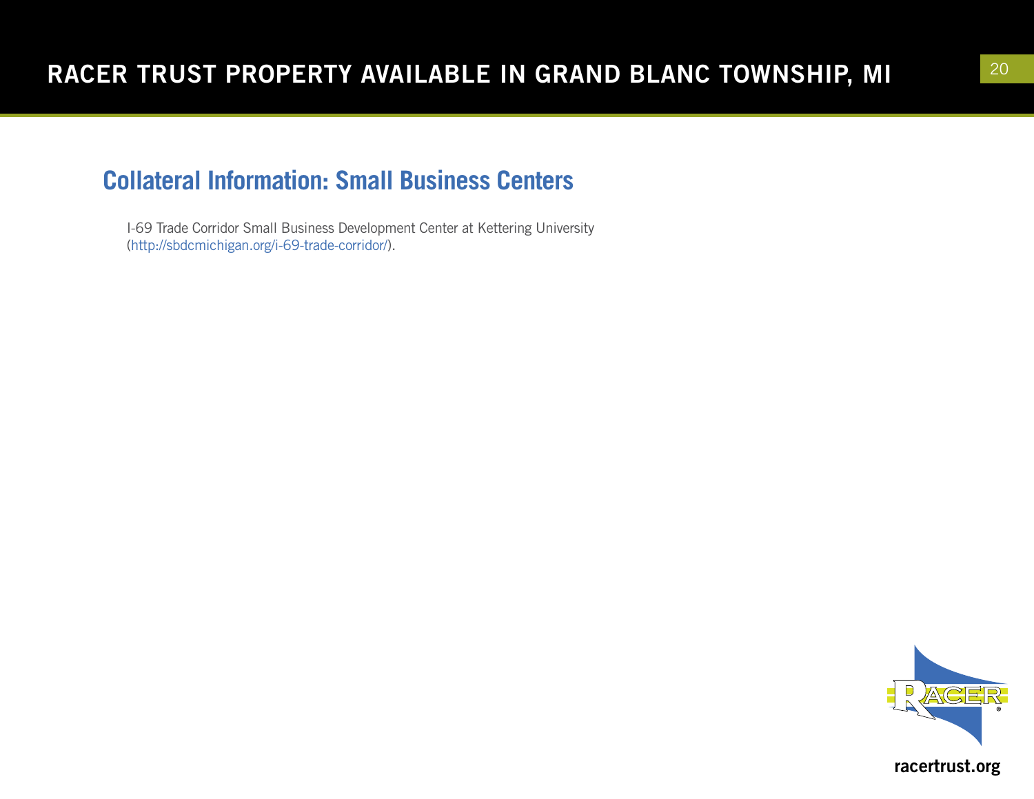## Collateral Information: Small Business Centers

I-69 Trade Corridor Small Business Development Center at Kettering University (http://sbdcmichigan.org/i-69-trade-corridor/).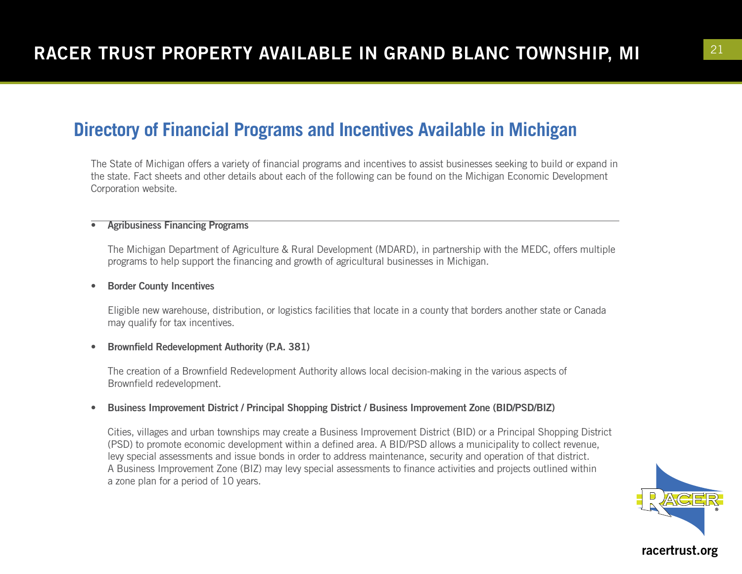## Directory of Financial Programs and Incentives Available in Michigan

The State of Michigan offers a variety of financial programs and incentives to assist businesses seeking to build or expand in the state. Fact sheets and other details about each of the following can be found on the Michigan Economic Development Corporation website.

- **Agribusiness Financing Programs**

  The Michigan Department of Agriculture & Rural Development (MDARD), in partnership with the MEDC, offers multiple programs to help support the financing and growth of agricultural businesses in Michigan.

- **Border County Incentives**

  Eligible new warehouse, distribution, or logistics facilities that locate in a county that borders another state or Canada may qualify for tax incentives.

- **Brownfield Redevelopment Authority (P.A. 381)**

  The creation of a Brownfield Redevelopment Authority allows local decision-making in the various aspects of Brownfield redevelopment.

- **Business Improvement District / Principal Shopping District / Business Improvement Zone (BID/PSD/BIZ)**

  Cities, villages and urban townships may create a Business Improvement District (BID) or a Principal Shopping District (PSD) to promote economic development within a defined area. A BID/PSD allows a municipality to collect revenue, levy special assessments and issue bonds in order to address maintenance, security and operation of that district. A Business Improvement Zone (BIZ) may levy special assessments to finance activities and projects outlined within a zone plan for a period of 10 years.

racertrust.org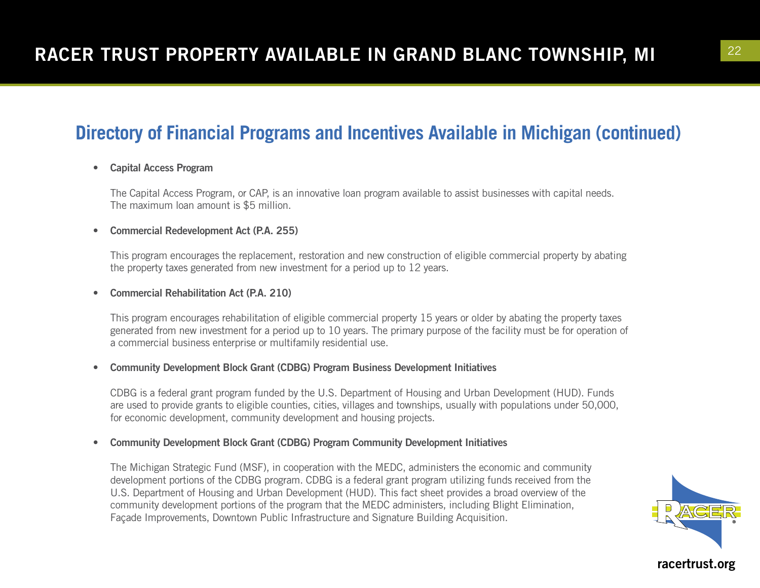## Directory of Financial Programs and Incentives Available in Michigan (continued)

- **Capital Access Program**

  The Capital Access Program, or CAP, is an innovative loan program available to assist businesses with capital needs. The maximum loan amount is $5 million.

- **Commercial Redevelopment Act (P.A. 255)**

  This program encourages the replacement, restoration and new construction of eligible commercial property by abating the property taxes generated from new investment for a period up to 12 years.

- **Commercial Rehabilitation Act (P.A. 210)**

  This program encourages rehabilitation of eligible commercial property 15 years or older by abating the property taxes generated from new investment for a period up to 10 years. The primary purpose of the facility must be for operation of a commercial business enterprise or multifamily residential use.

- **Community Development Block Grant (CDBG) Program Business Development Initiatives**

  CDBG is a federal grant program funded by the U.S. Department of Housing and Urban Development (HUD). Funds are used to provide grants to eligible counties, cities, villages and townships, usually with populations under 50,000, for economic development, community development and housing projects.

- **Community Development Block Grant (CDBG) Program Community Development Initiatives**

  The Michigan Strategic Fund (MSF), in cooperation with the MEDC, administers the economic and community development portions of the CDBG program. CDBG is a federal grant program utilizing funds received from the U.S. Department of Housing and Urban Development (HUD). This fact sheet provides a broad overview of the community development portions of the program that the MEDC administers, including Blight Elimination, Façade Improvements, Downtown Public Infrastructure and Signature Building Acquisition.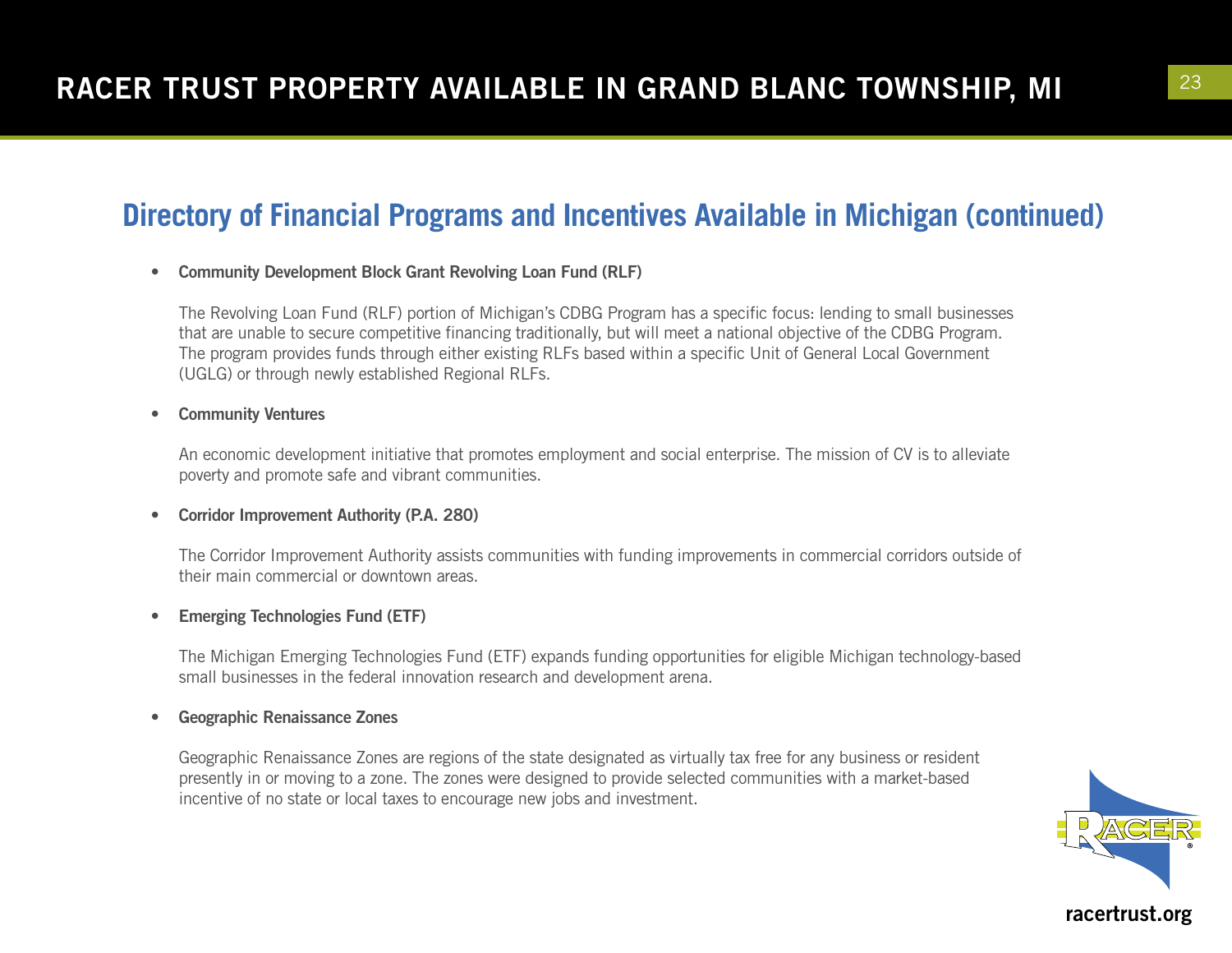## Directory of Financial Programs and Incentives Available in Michigan (continued)

- **Community Development Block Grant Revolving Loan Fund (RLF)**

  The Revolving Loan Fund (RLF) portion of Michigan's CDBG Program has a specific focus: lending to small businesses that are unable to secure competitive financing traditionally, but will meet a national objective of the CDBG Program. The program provides funds through either existing RLFs based within a specific Unit of General Local Government (UGLG) or through newly established Regional RLFs.

- **Community Ventures**

  An economic development initiative that promotes employment and social enterprise. The mission of CV is to alleviate poverty and promote safe and vibrant communities.

- **Corridor Improvement Authority (P.A. 280)**

  The Corridor Improvement Authority assists communities with funding improvements in commercial corridors outside of their main commercial or downtown areas.

- **Emerging Technologies Fund (ETF)**

  The Michigan Emerging Technologies Fund (ETF) expands funding opportunities for eligible Michigan technology-based small businesses in the federal innovation research and development arena.

- **Geographic Renaissance Zones**

  Geographic Renaissance Zones are regions of the state designated as virtually tax free for any business or resident presently in or moving to a zone. The zones were designed to provide selected communities with a market-based incentive of no state or local taxes to encourage new jobs and investment.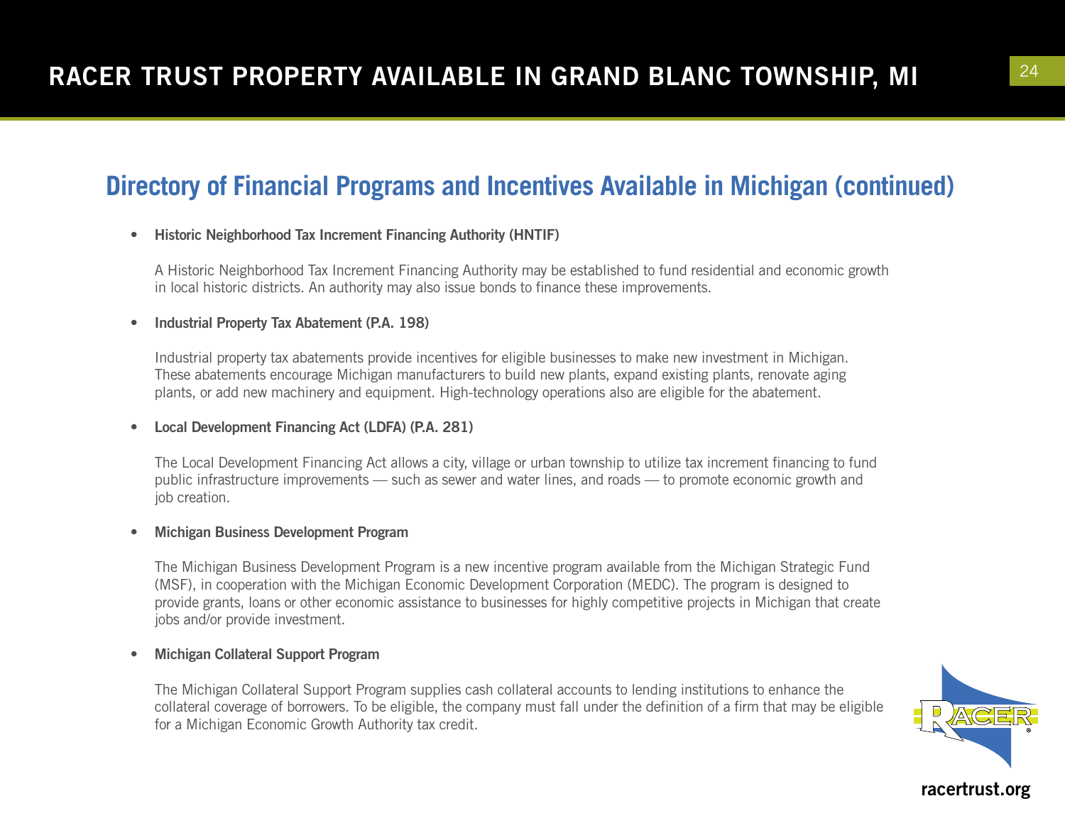## Directory of Financial Programs and Incentives Available in Michigan (continued)

- **Historic Neighborhood Tax Increment Financing Authority (HNTIF)**

  A Historic Neighborhood Tax Increment Financing Authority may be established to fund residential and economic growth in local historic districts. An authority may also issue bonds to finance these improvements.

- **Industrial Property Tax Abatement (P.A. 198)**

  Industrial property tax abatements provide incentives for eligible businesses to make new investment in Michigan. These abatements encourage Michigan manufacturers to build new plants, expand existing plants, renovate aging plants, or add new machinery and equipment. High-technology operations also are eligible for the abatement.

- **Local Development Financing Act (LDFA) (P.A. 281)**

  The Local Development Financing Act allows a city, village or urban township to utilize tax increment financing to fund public infrastructure improvements — such as sewer and water lines, and roads — to promote economic growth and job creation.

- **Michigan Business Development Program**

  The Michigan Business Development Program is a new incentive program available from the Michigan Strategic Fund (MSF), in cooperation with the Michigan Economic Development Corporation (MEDC). The program is designed to provide grants, loans or other economic assistance to businesses for highly competitive projects in Michigan that create jobs and/or provide investment.

- **Michigan Collateral Support Program**

  The Michigan Collateral Support Program supplies cash collateral accounts to lending institutions to enhance the collateral coverage of borrowers. To be eligible, the company must fall under the definition of a firm that may be eligible for a Michigan Economic Growth Authority tax credit.

racertrust.org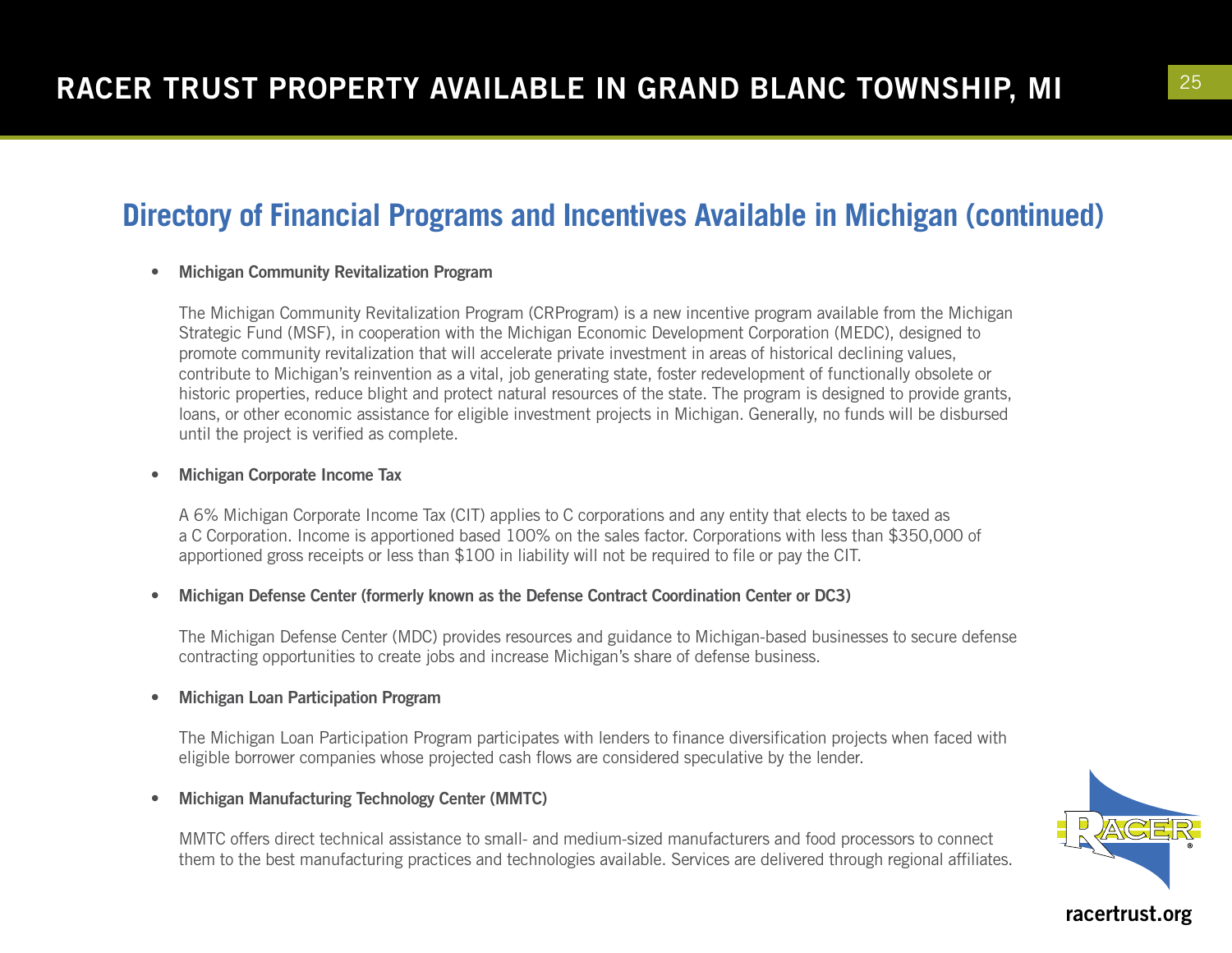## Directory of Financial Programs and Incentives Available in Michigan (continued)

- **Michigan Community Revitalization Program**

  The Michigan Community Revitalization Program (CRProgram) is a new incentive program available from the Michigan Strategic Fund (MSF), in cooperation with the Michigan Economic Development Corporation (MEDC), designed to promote community revitalization that will accelerate private investment in areas of historical declining values, contribute to Michigan's reinvention as a vital, job generating state, foster redevelopment of functionally obsolete or historic properties, reduce blight and protect natural resources of the state. The program is designed to provide grants, loans, or other economic assistance for eligible investment projects in Michigan. Generally, no funds will be disbursed until the project is verified as complete.

- **Michigan Corporate Income Tax**

  A 6% Michigan Corporate Income Tax (CIT) applies to C corporations and any entity that elects to be taxed as a C Corporation. Income is apportioned based 100% on the sales factor. Corporations with less than $350,000 of apportioned gross receipts or less than $100 in liability will not be required to file or pay the CIT.

- **Michigan Defense Center (formerly known as the Defense Contract Coordination Center or DC3)**

  The Michigan Defense Center (MDC) provides resources and guidance to Michigan-based businesses to secure defense contracting opportunities to create jobs and increase Michigan's share of defense business.

- **Michigan Loan Participation Program**

  The Michigan Loan Participation Program participates with lenders to finance diversification projects when faced with eligible borrower companies whose projected cash flows are considered speculative by the lender.

- **Michigan Manufacturing Technology Center (MMTC)**

  MMTC offers direct technical assistance to small- and medium-sized manufacturers and food processors to connect them to the best manufacturing practices and technologies available. Services are delivered through regional affiliates.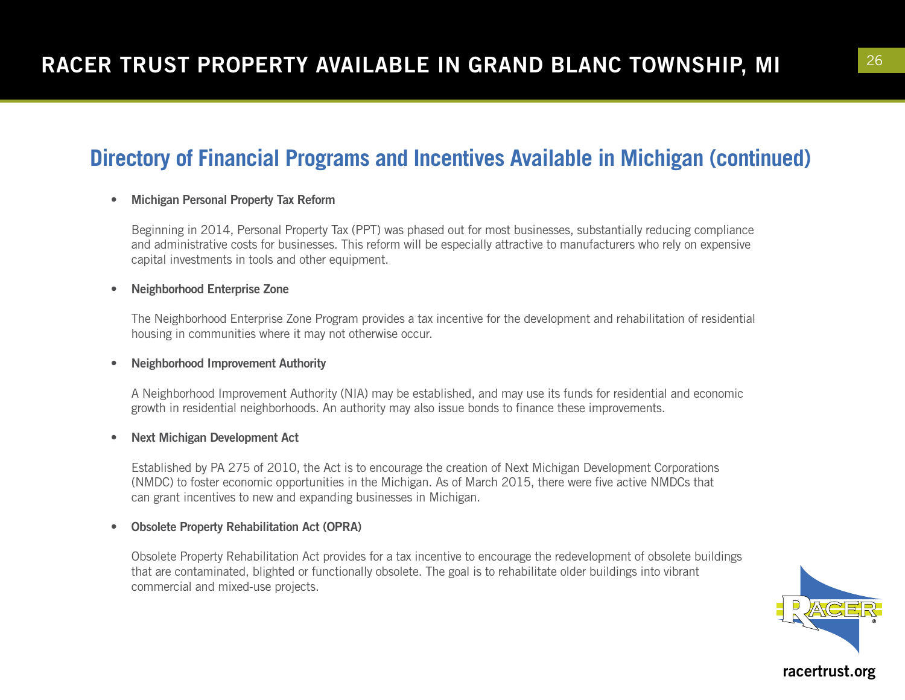## Directory of Financial Programs and Incentives Available in Michigan (continued)

- **Michigan Personal Property Tax Reform**

  Beginning in 2014, Personal Property Tax (PPT) was phased out for most businesses, substantially reducing compliance and administrative costs for businesses. This reform will be especially attractive to manufacturers who rely on expensive capital investments in tools and other equipment.

- **Neighborhood Enterprise Zone**

  The Neighborhood Enterprise Zone Program provides a tax incentive for the development and rehabilitation of residential housing in communities where it may not otherwise occur.

- **Neighborhood Improvement Authority**

  A Neighborhood Improvement Authority (NIA) may be established, and may use its funds for residential and economic growth in residential neighborhoods. An authority may also issue bonds to finance these improvements.

- **Next Michigan Development Act**

  Established by PA 275 of 2010, the Act is to encourage the creation of Next Michigan Development Corporations (NMDC) to foster economic opportunities in the Michigan. As of March 2015, there were five active NMDCs that can grant incentives to new and expanding businesses in Michigan.

- **Obsolete Property Rehabilitation Act (OPRA)**

  Obsolete Property Rehabilitation Act provides for a tax incentive to encourage the redevelopment of obsolete buildings that are contaminated, blighted or functionally obsolete. The goal is to rehabilitate older buildings into vibrant commercial and mixed-use projects.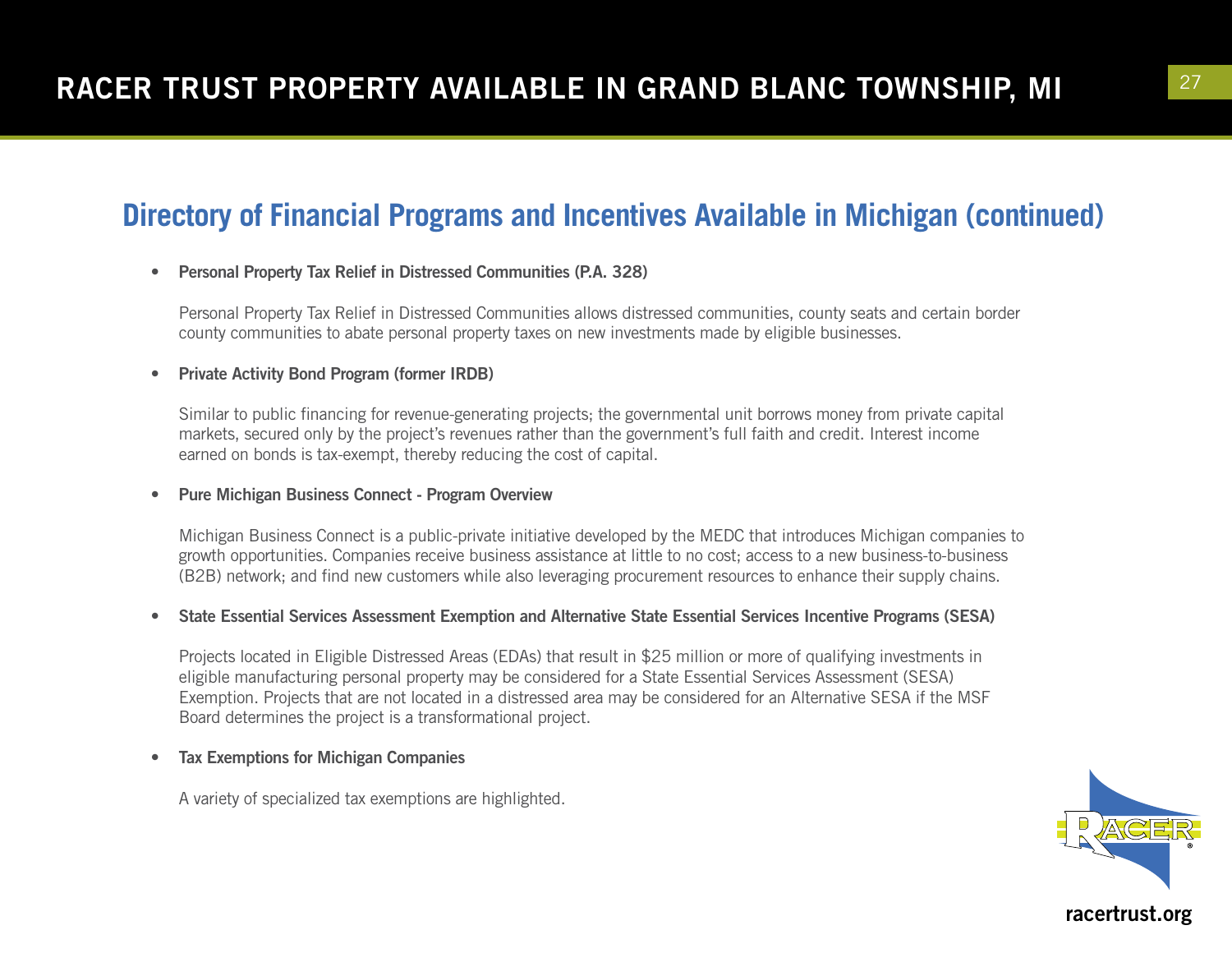## Directory of Financial Programs and Incentives Available in Michigan (continued)

- **Personal Property Tax Relief in Distressed Communities (P.A. 328)**

  Personal Property Tax Relief in Distressed Communities allows distressed communities, county seats and certain border county communities to abate personal property taxes on new investments made by eligible businesses.

- **Private Activity Bond Program (former IRDB)**

  Similar to public financing for revenue-generating projects; the governmental unit borrows money from private capital markets, secured only by the project's revenues rather than the government's full faith and credit. Interest income earned on bonds is tax-exempt, thereby reducing the cost of capital.

- **Pure Michigan Business Connect - Program Overview**

  Michigan Business Connect is a public-private initiative developed by the MEDC that introduces Michigan companies to growth opportunities. Companies receive business assistance at little to no cost; access to a new business-to-business (B2B) network; and find new customers while also leveraging procurement resources to enhance their supply chains.

- **State Essential Services Assessment Exemption and Alternative State Essential Services Incentive Programs (SESA)**

  Projects located in Eligible Distressed Areas (EDAs) that result in $25 million or more of qualifying investments in eligible manufacturing personal property may be considered for a State Essential Services Assessment (SESA) Exemption. Projects that are not located in a distressed area may be considered for an Alternative SESA if the MSF Board determines the project is a transformational project.

- **Tax Exemptions for Michigan Companies**

  A variety of specialized tax exemptions are highlighted.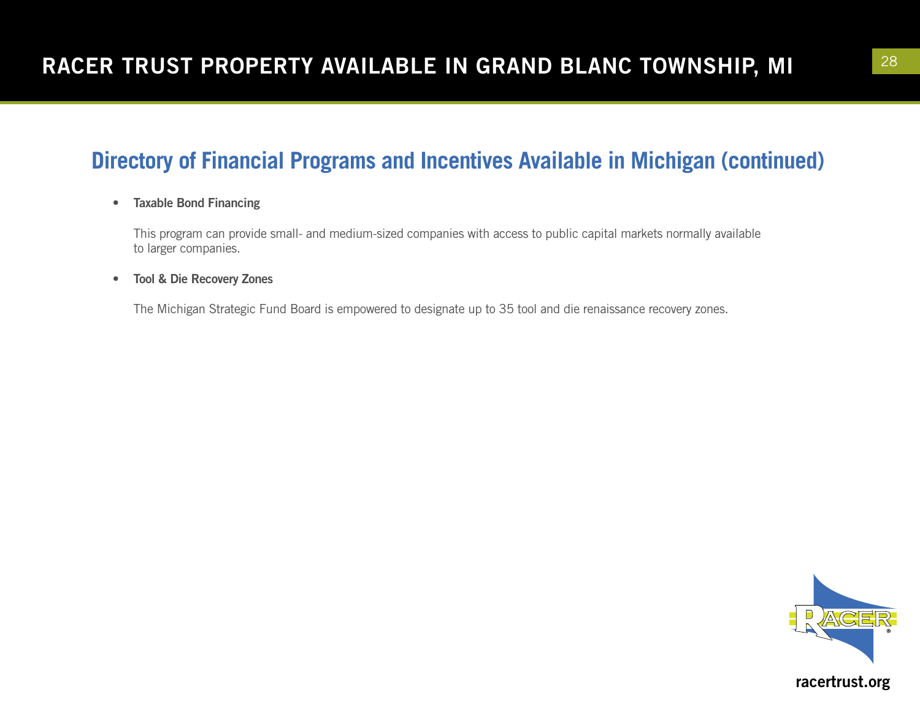## Directory of Financial Programs and Incentives Available in Michigan (continued)

- **Taxable Bond Financing**

  This program can provide small- and medium-sized companies with access to public capital markets normally available to larger companies.

- **Tool & Die Recovery Zones**

  The Michigan Strategic Fund Board is empowered to designate up to 35 tool and die renaissance recovery zones.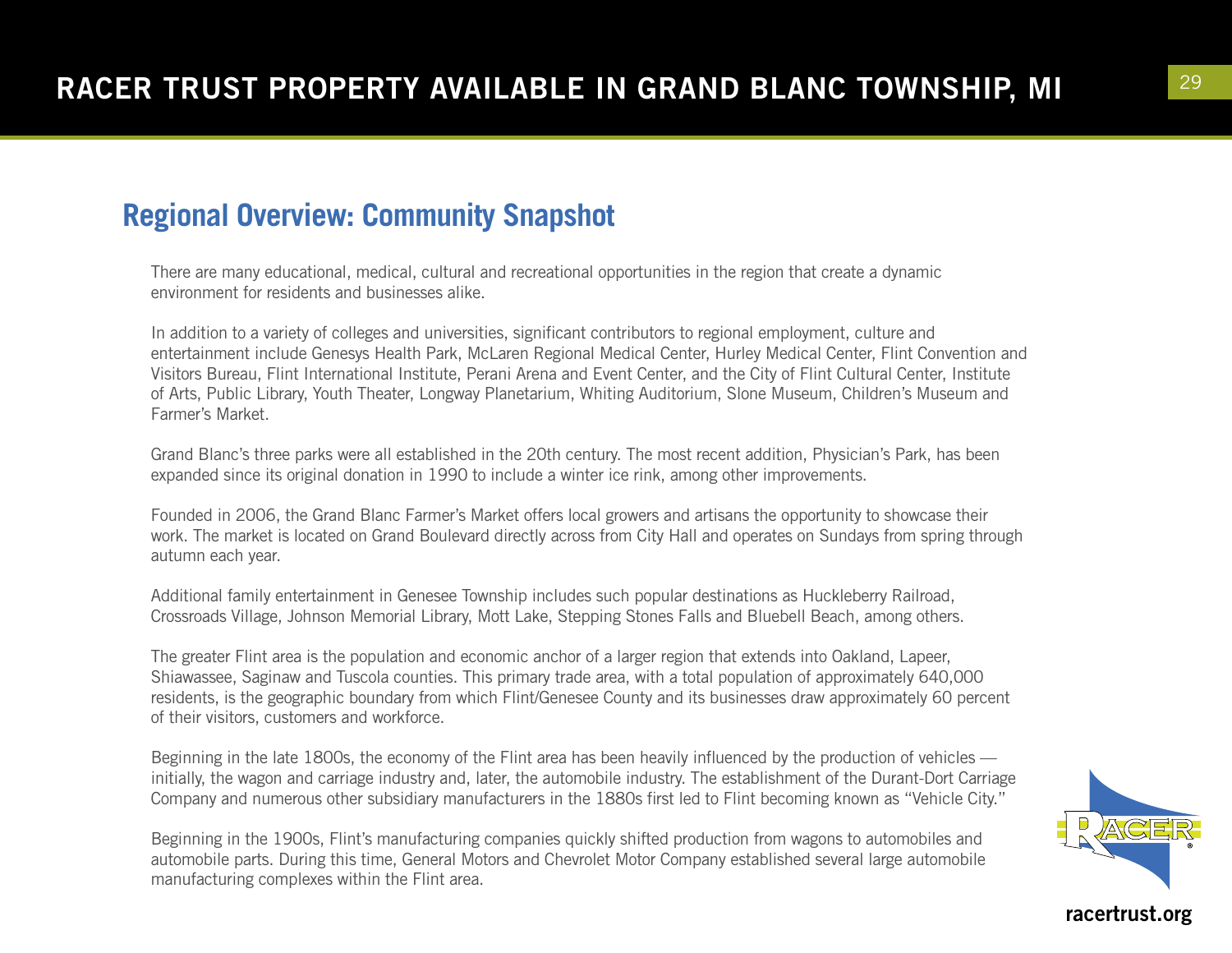## Regional Overview: Community Snapshot

There are many educational, medical, cultural and recreational opportunities in the region that create a dynamic environment for residents and businesses alike.

In addition to a variety of colleges and universities, significant contributors to regional employment, culture and entertainment include Genesys Health Park, McLaren Regional Medical Center, Hurley Medical Center, Flint Convention and Visitors Bureau, Flint International Institute, Perani Arena and Event Center, and the City of Flint Cultural Center, Institute of Arts, Public Library, Youth Theater, Longway Planetarium, Whiting Auditorium, Slone Museum, Children's Museum and Farmer's Market.

Grand Blanc's three parks were all established in the 20th century. The most recent addition, Physician's Park, has been expanded since its original donation in 1990 to include a winter ice rink, among other improvements.

Founded in 2006, the Grand Blanc Farmer's Market offers local growers and artisans the opportunity to showcase their work. The market is located on Grand Boulevard directly across from City Hall and operates on Sundays from spring through autumn each year.

Additional family entertainment in Genesee Township includes such popular destinations as Huckleberry Railroad, Crossroads Village, Johnson Memorial Library, Mott Lake, Stepping Stones Falls and Bluebell Beach, among others.

The greater Flint area is the population and economic anchor of a larger region that extends into Oakland, Lapeer, Shiawassee, Saginaw and Tuscola counties. This primary trade area, with a total population of approximately 640,000 residents, is the geographic boundary from which Flint/Genesee County and its businesses draw approximately 60 percent of their visitors, customers and workforce.

Beginning in the late 1800s, the economy of the Flint area has been heavily influenced by the production of vehicles — initially, the wagon and carriage industry and, later, the automobile industry. The establishment of the Durant-Dort Carriage Company and numerous other subsidiary manufacturers in the 1880s first led to Flint becoming known as "Vehicle City."

Beginning in the 1900s, Flint's manufacturing companies quickly shifted production from wagons to automobiles and automobile parts. During this time, General Motors and Chevrolet Motor Company established several large automobile manufacturing complexes within the Flint area.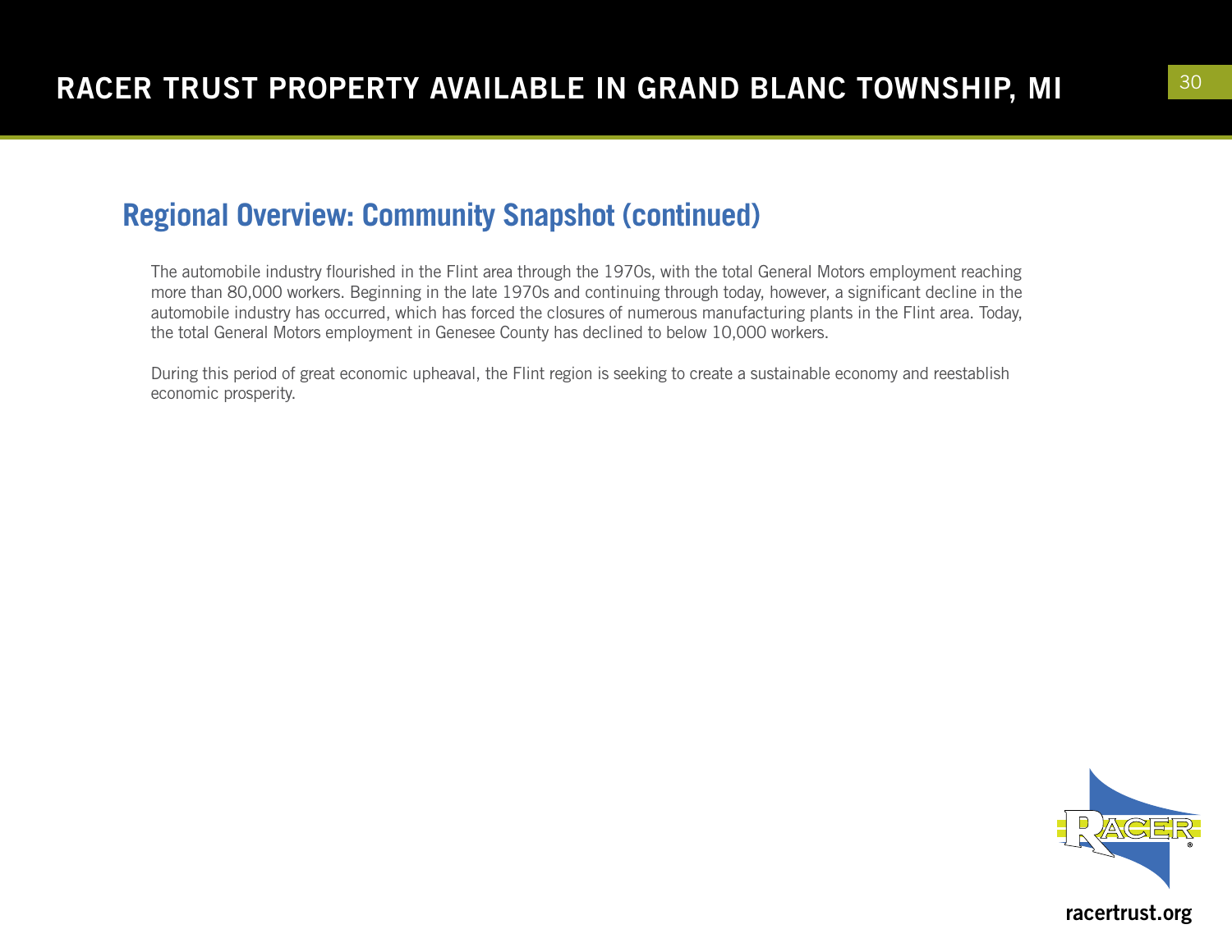## Regional Overview: Community Snapshot (continued)

The automobile industry flourished in the Flint area through the 1970s, with the total General Motors employment reaching more than 80,000 workers. Beginning in the late 1970s and continuing through today, however, a significant decline in the automobile industry has occurred, which has forced the closures of numerous manufacturing plants in the Flint area. Today, the total General Motors employment in Genesee County has declined to below 10,000 workers.

During this period of great economic upheaval, the Flint region is seeking to create a sustainable economy and reestablish economic prosperity.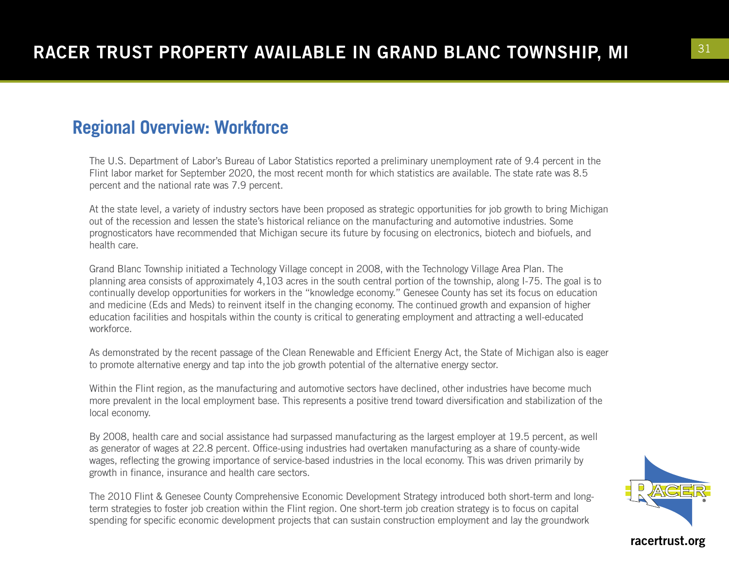## Regional Overview: Workforce

The U.S. Department of Labor's Bureau of Labor Statistics reported a preliminary unemployment rate of 9.4 percent in the Flint labor market for September 2020, the most recent month for which statistics are available. The state rate was 8.5 percent and the national rate was 7.9 percent.

At the state level, a variety of industry sectors have been proposed as strategic opportunities for job growth to bring Michigan out of the recession and lessen the state's historical reliance on the manufacturing and automotive industries. Some prognosticators have recommended that Michigan secure its future by focusing on electronics, biotech and biofuels, and health care.

Grand Blanc Township initiated a Technology Village concept in 2008, with the Technology Village Area Plan. The planning area consists of approximately 4,103 acres in the south central portion of the township, along I-75. The goal is to continually develop opportunities for workers in the "knowledge economy." Genesee County has set its focus on education and medicine (Eds and Meds) to reinvent itself in the changing economy. The continued growth and expansion of higher education facilities and hospitals within the county is critical to generating employment and attracting a well-educated workforce.

As demonstrated by the recent passage of the Clean Renewable and Efficient Energy Act, the State of Michigan also is eager to promote alternative energy and tap into the job growth potential of the alternative energy sector.

Within the Flint region, as the manufacturing and automotive sectors have declined, other industries have become much more prevalent in the local employment base. This represents a positive trend toward diversification and stabilization of the local economy.

By 2008, health care and social assistance had surpassed manufacturing as the largest employer at 19.5 percent, as well as generator of wages at 22.8 percent. Office-using industries had overtaken manufacturing as a share of county-wide wages, reflecting the growing importance of service-based industries in the local economy. This was driven primarily by growth in finance, insurance and health care sectors.

The 2010 Flint & Genesee County Comprehensive Economic Development Strategy introduced both short-term and long-term strategies to foster job creation within the Flint region. One short-term job creation strategy is to focus on capital spending for specific economic development projects that can sustain construction employment and lay the groundwork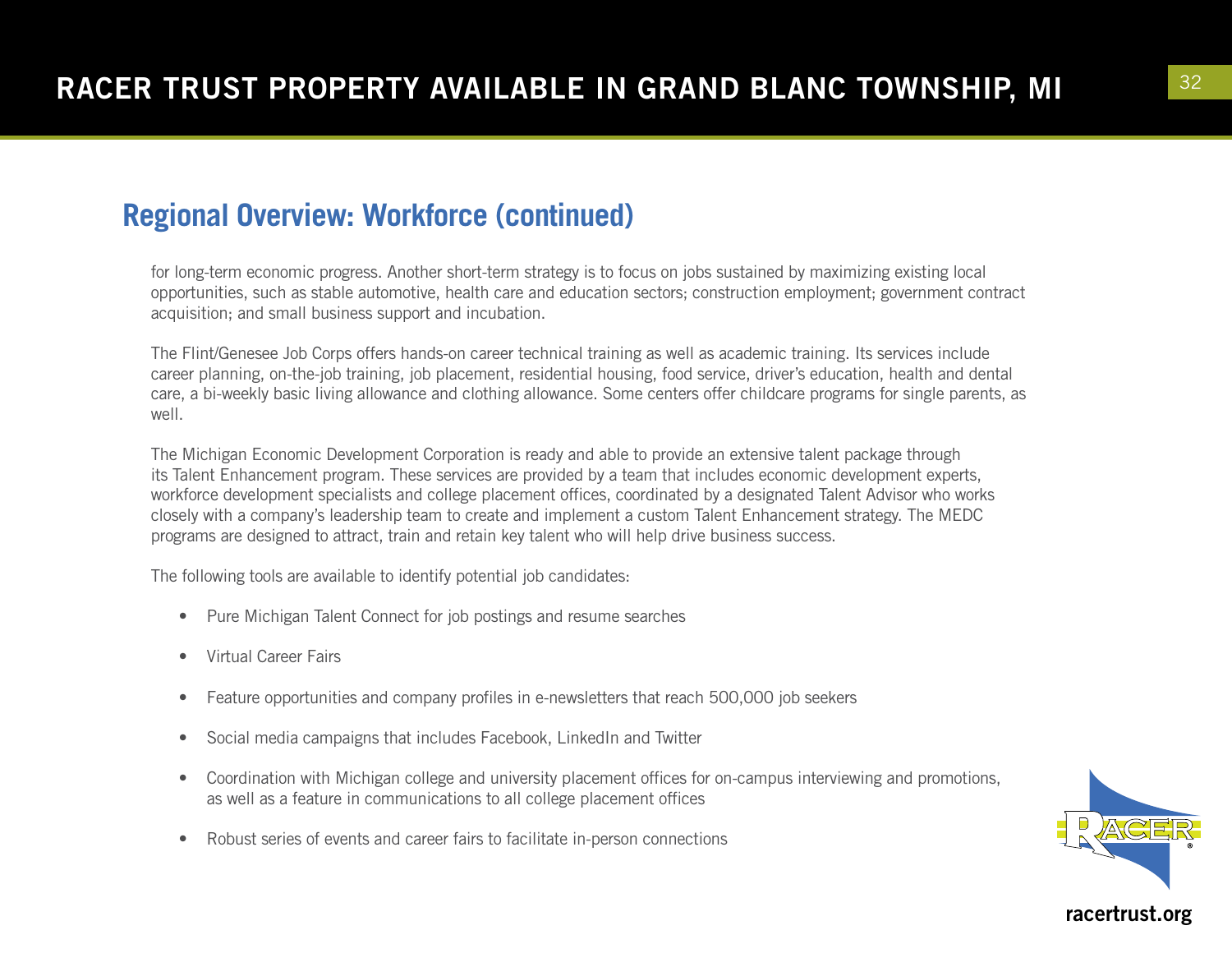## Regional Overview: Workforce (continued)

for long-term economic progress. Another short-term strategy is to focus on jobs sustained by maximizing existing local opportunities, such as stable automotive, health care and education sectors; construction employment; government contract acquisition; and small business support and incubation.

The Flint/Genesee Job Corps offers hands-on career technical training as well as academic training. Its services include career planning, on-the-job training, job placement, residential housing, food service, driver's education, health and dental care, a bi-weekly basic living allowance and clothing allowance. Some centers offer childcare programs for single parents, as well.

The Michigan Economic Development Corporation is ready and able to provide an extensive talent package through its Talent Enhancement program. These services are provided by a team that includes economic development experts, workforce development specialists and college placement offices, coordinated by a designated Talent Advisor who works closely with a company's leadership team to create and implement a custom Talent Enhancement strategy. The MEDC programs are designed to attract, train and retain key talent who will help drive business success.

The following tools are available to identify potential job candidates:

- Pure Michigan Talent Connect for job postings and resume searches
- Virtual Career Fairs
- Feature opportunities and company profiles in e-newsletters that reach 500,000 job seekers
- Social media campaigns that includes Facebook, LinkedIn and Twitter
- Coordination with Michigan college and university placement offices for on-campus interviewing and promotions, as well as a feature in communications to all college placement offices
- Robust series of events and career fairs to facilitate in-person connections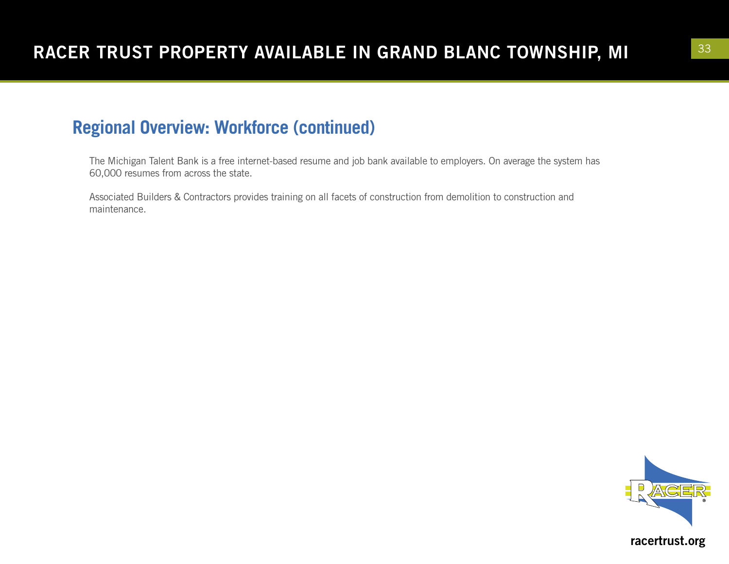## Regional Overview: Workforce (continued)

The Michigan Talent Bank is a free internet-based resume and job bank available to employers. On average the system has 60,000 resumes from across the state.

Associated Builders & Contractors provides training on all facets of construction from demolition to construction and maintenance.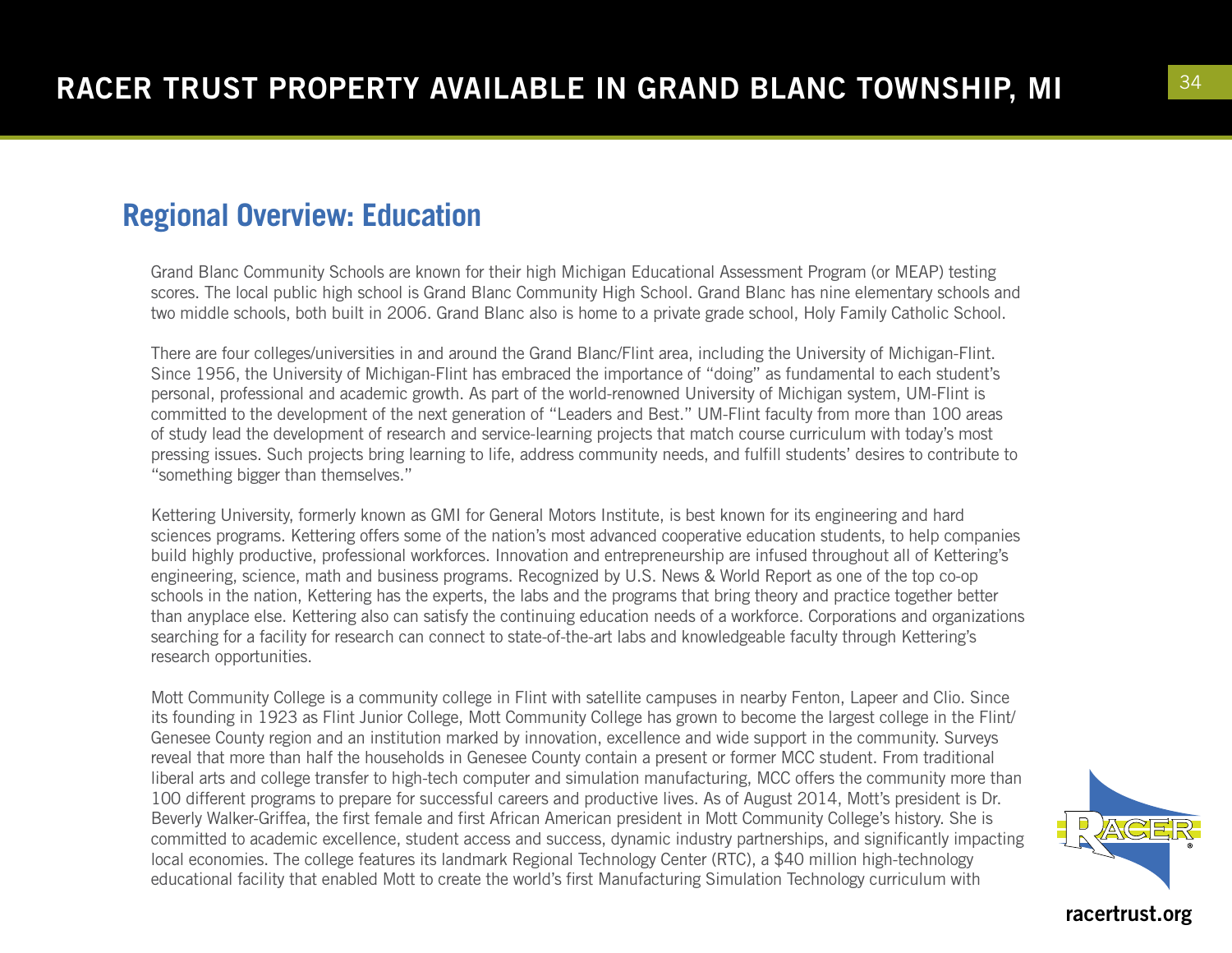## Regional Overview: Education

Grand Blanc Community Schools are known for their high Michigan Educational Assessment Program (or MEAP) testing scores. The local public high school is Grand Blanc Community High School. Grand Blanc has nine elementary schools and two middle schools, both built in 2006. Grand Blanc also is home to a private grade school, Holy Family Catholic School.

There are four colleges/universities in and around the Grand Blanc/Flint area, including the University of Michigan-Flint. Since 1956, the University of Michigan-Flint has embraced the importance of "doing" as fundamental to each student's personal, professional and academic growth. As part of the world-renowned University of Michigan system, UM-Flint is committed to the development of the next generation of "Leaders and Best." UM-Flint faculty from more than 100 areas of study lead the development of research and service-learning projects that match course curriculum with today's most pressing issues. Such projects bring learning to life, address community needs, and fulfill students' desires to contribute to "something bigger than themselves."

Kettering University, formerly known as GMI for General Motors Institute, is best known for its engineering and hard sciences programs. Kettering offers some of the nation's most advanced cooperative education students, to help companies build highly productive, professional workforces. Innovation and entrepreneurship are infused throughout all of Kettering's engineering, science, math and business programs. Recognized by U.S. News & World Report as one of the top co-op schools in the nation, Kettering has the experts, the labs and the programs that bring theory and practice together better than anyplace else. Kettering also can satisfy the continuing education needs of a workforce. Corporations and organizations searching for a facility for research can connect to state-of-the-art labs and knowledgeable faculty through Kettering's research opportunities.

Mott Community College is a community college in Flint with satellite campuses in nearby Fenton, Lapeer and Clio. Since its founding in 1923 as Flint Junior College, Mott Community College has grown to become the largest college in the Flint/Genesee County region and an institution marked by innovation, excellence and wide support in the community. Surveys reveal that more than half the households in Genesee County contain a present or former MCC student. From traditional liberal arts and college transfer to high-tech computer and simulation manufacturing, MCC offers the community more than 100 different programs to prepare for successful careers and productive lives. As of August 2014, Mott's president is Dr. Beverly Walker-Griffea, the first female and first African American president in Mott Community College's history. She is committed to academic excellence, student access and success, dynamic industry partnerships, and significantly impacting local economies. The college features its landmark Regional Technology Center (RTC), a $40 million high-technology educational facility that enabled Mott to create the world's first Manufacturing Simulation Technology curriculum with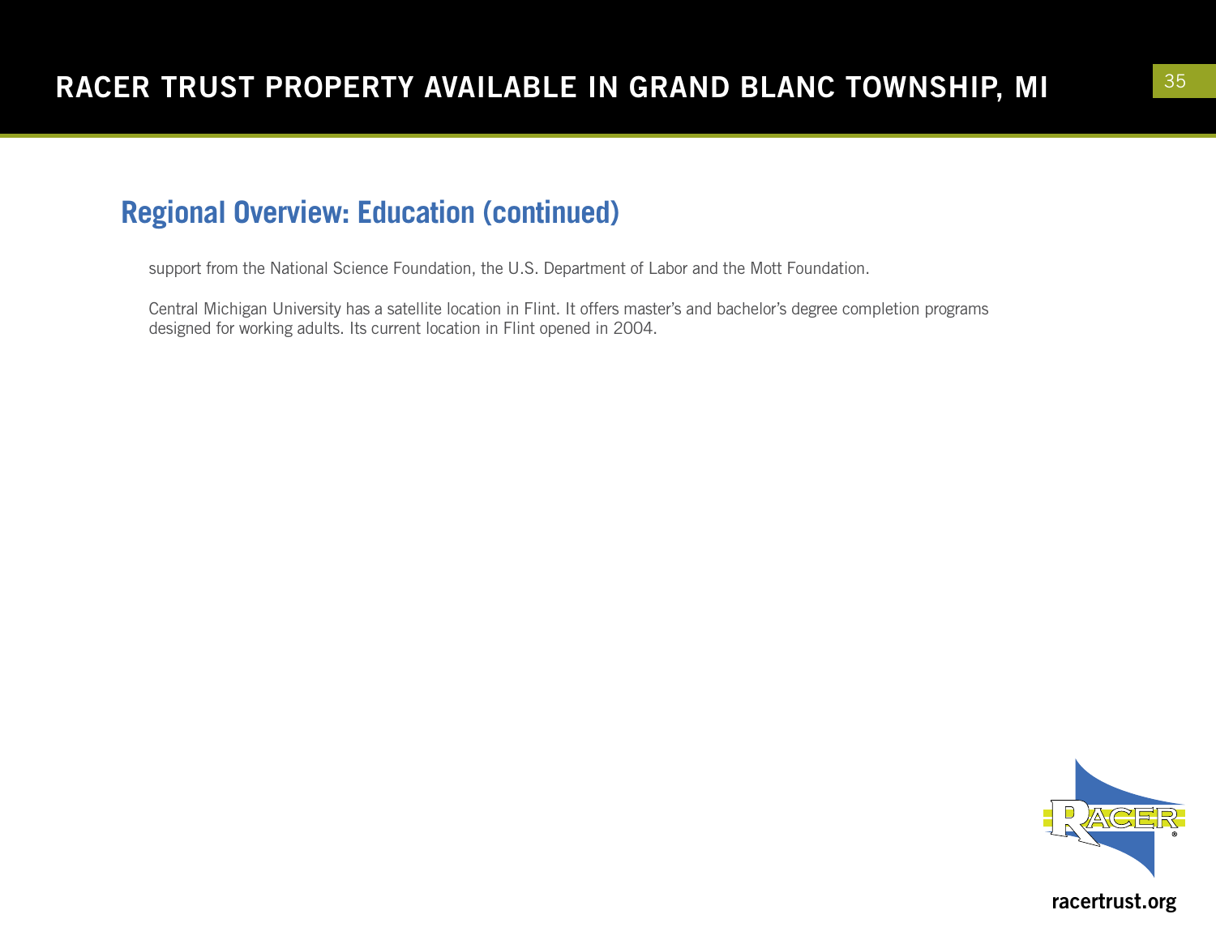## Regional Overview: Education (continued)

support from the National Science Foundation, the U.S. Department of Labor and the Mott Foundation.

Central Michigan University has a satellite location in Flint. It offers master's and bachelor's degree completion programs designed for working adults. Its current location in Flint opened in 2004.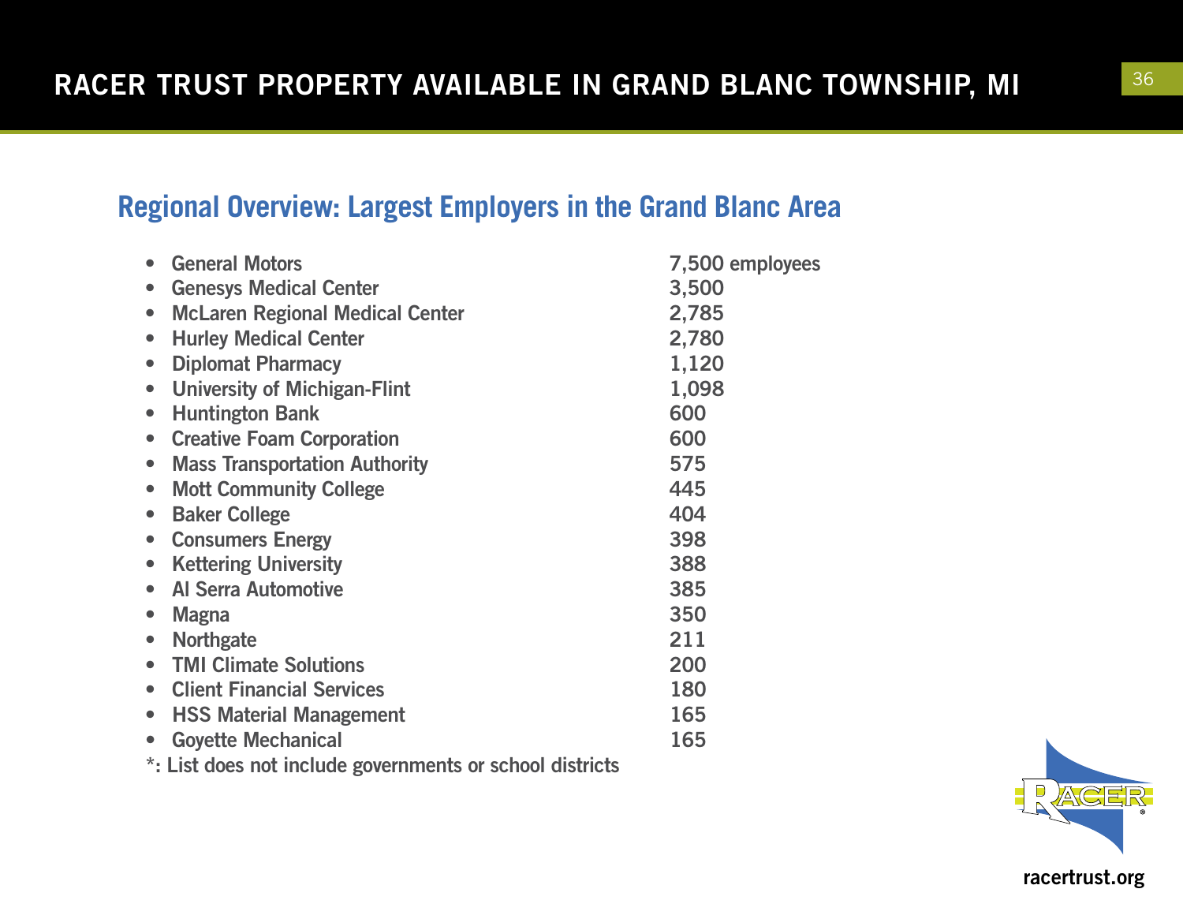## Regional Overview: Largest Employers in the Grand Blanc Area

- General Motors — 7,500 employees
- Genesys Medical Center — 3,500
- McLaren Regional Medical Center — 2,785
- Hurley Medical Center — 2,780
- Diplomat Pharmacy — 1,120
- University of Michigan-Flint — 1,098
- Huntington Bank — 600
- Creative Foam Corporation — 600
- Mass Transportation Authority — 575
- Mott Community College — 445
- Baker College — 404
- Consumers Energy — 398
- Kettering University — 388
- Al Serra Automotive — 385
- Magna — 350
- Northgate — 211
- TMI Climate Solutions — 200
- Client Financial Services — 180
- HSS Material Management — 165
- Goyette Mechanical — 165

*: List does not include governments or school districts

racertrust.org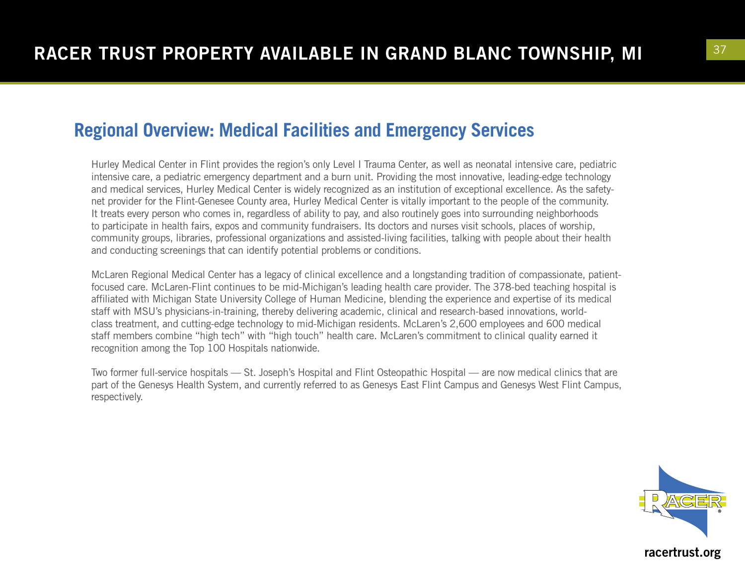## Regional Overview: Medical Facilities and Emergency Services

Hurley Medical Center in Flint provides the region's only Level I Trauma Center, as well as neonatal intensive care, pediatric intensive care, a pediatric emergency department and a burn unit. Providing the most innovative, leading-edge technology and medical services, Hurley Medical Center is widely recognized as an institution of exceptional excellence. As the safety-net provider for the Flint-Genesee County area, Hurley Medical Center is vitally important to the people of the community. It treats every person who comes in, regardless of ability to pay, and also routinely goes into surrounding neighborhoods to participate in health fairs, expos and community fundraisers. Its doctors and nurses visit schools, places of worship, community groups, libraries, professional organizations and assisted-living facilities, talking with people about their health and conducting screenings that can identify potential problems or conditions.

McLaren Regional Medical Center has a legacy of clinical excellence and a longstanding tradition of compassionate, patient-focused care. McLaren-Flint continues to be mid-Michigan's leading health care provider. The 378-bed teaching hospital is affiliated with Michigan State University College of Human Medicine, blending the experience and expertise of its medical staff with MSU's physicians-in-training, thereby delivering academic, clinical and research-based innovations, world-class treatment, and cutting-edge technology to mid-Michigan residents. McLaren's 2,600 employees and 600 medical staff members combine "high tech" with "high touch" health care. McLaren's commitment to clinical quality earned it recognition among the Top 100 Hospitals nationwide.

Two former full-service hospitals — St. Joseph's Hospital and Flint Osteopathic Hospital — are now medical clinics that are part of the Genesys Health System, and currently referred to as Genesys East Flint Campus and Genesys West Flint Campus, respectively.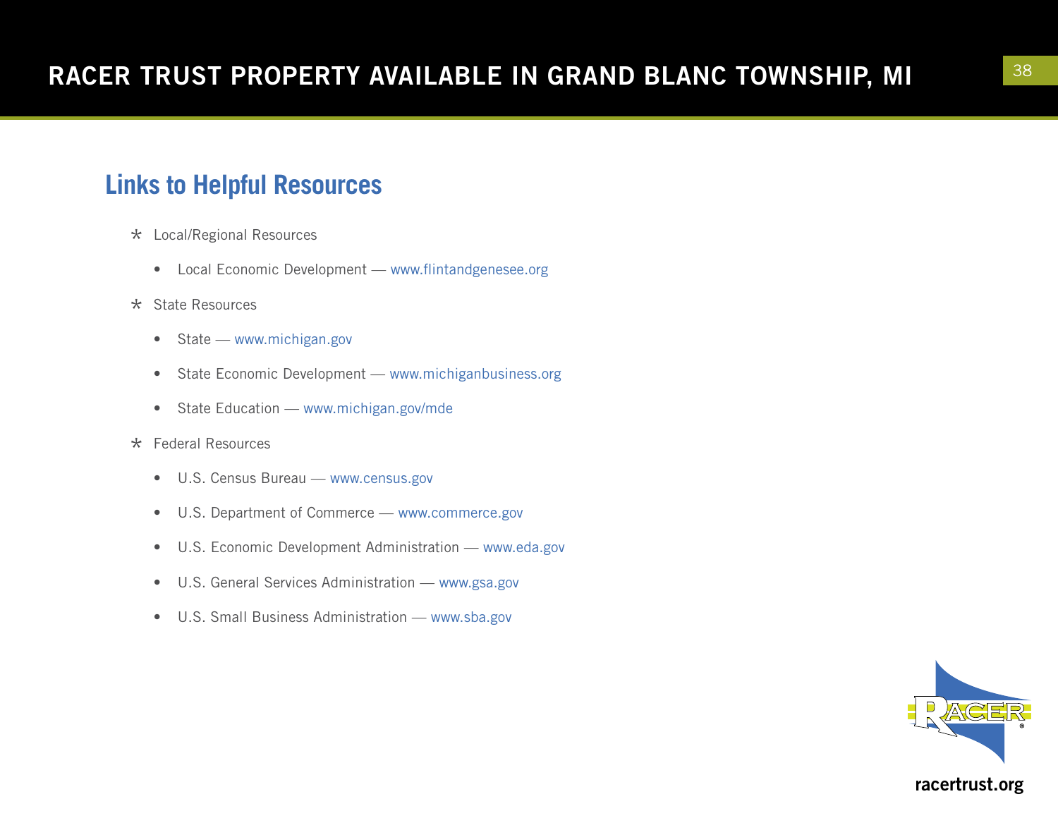## Links to Helpful Resources

- Local/Regional Resources
  - Local Economic Development — www.flintandgenesee.org
- State Resources
  - State — www.michigan.gov
  - State Economic Development — www.michiganbusiness.org
  - State Education — www.michigan.gov/mde
- Federal Resources
  - U.S. Census Bureau — www.census.gov
  - U.S. Department of Commerce — www.commerce.gov
  - U.S. Economic Development Administration — www.eda.gov
  - U.S. General Services Administration — www.gsa.gov
  - U.S. Small Business Administration — www.sba.gov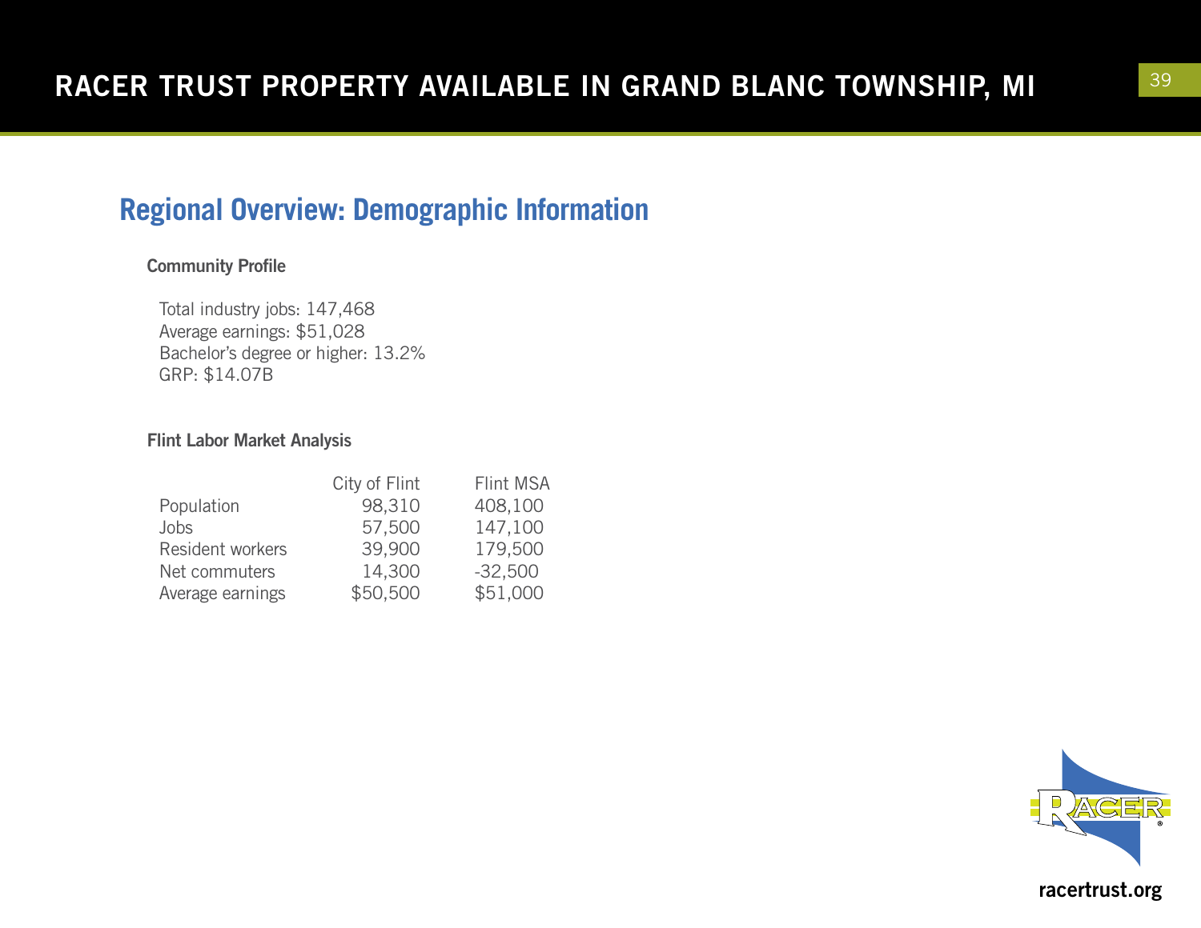## Regional Overview: Demographic Information

### Community Profile

Total industry jobs: 147,468
Average earnings: $51,028
Bachelor's degree or higher: 13.2%
GRP: $14.07B

### Flint Labor Market Analysis

| | City of Flint | Flint MSA |
|---|---|---|
| Population | 98,310 | 408,100 |
| Jobs | 57,500 | 147,100 |
| Resident workers | 39,900 | 179,500 |
| Net commuters | 14,300 | -32,500 |
| Average earnings | $50,500 | $51,000 |

racertrust.org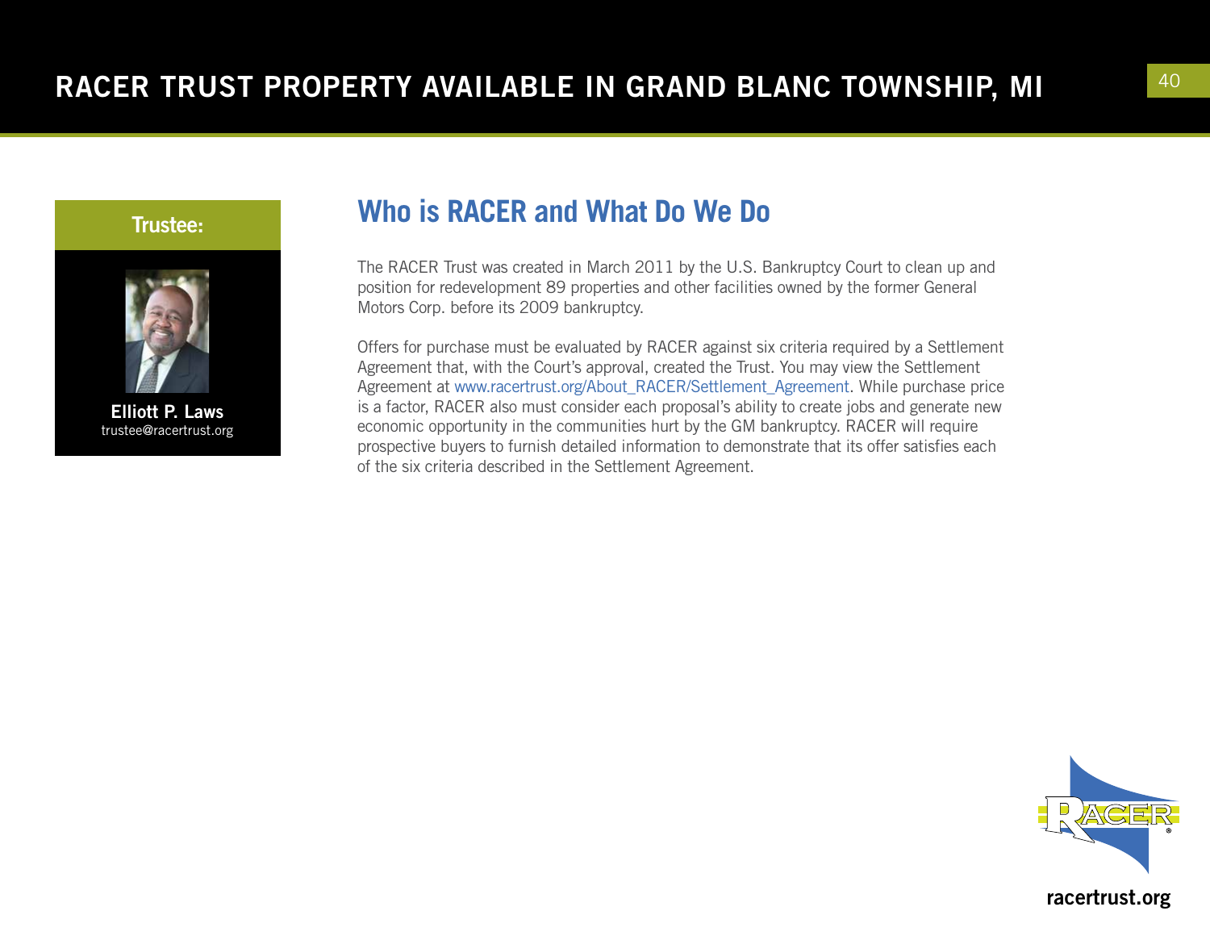# RACER TRUST PROPERTY AVAILABLE IN GRAND BLANC TOWNSHIP, MI

**Trustee:**

**Elliott P. Laws**
trustee@racertrust.org

## Who is RACER and What Do We Do

The RACER Trust was created in March 2011 by the U.S. Bankruptcy Court to clean up and position for redevelopment 89 properties and other facilities owned by the former General Motors Corp. before its 2009 bankruptcy.

Offers for purchase must be evaluated by RACER against six criteria required by a Settlement Agreement that, with the Court's approval, created the Trust. You may view the Settlement Agreement at www.racertrust.org/About_RACER/Settlement_Agreement. While purchase price is a factor, RACER also must consider each proposal's ability to create jobs and generate new economic opportunity in the communities hurt by the GM bankruptcy. RACER will require prospective buyers to furnish detailed information to demonstrate that its offer satisfies each of the six criteria described in the Settlement Agreement.

racertrust.org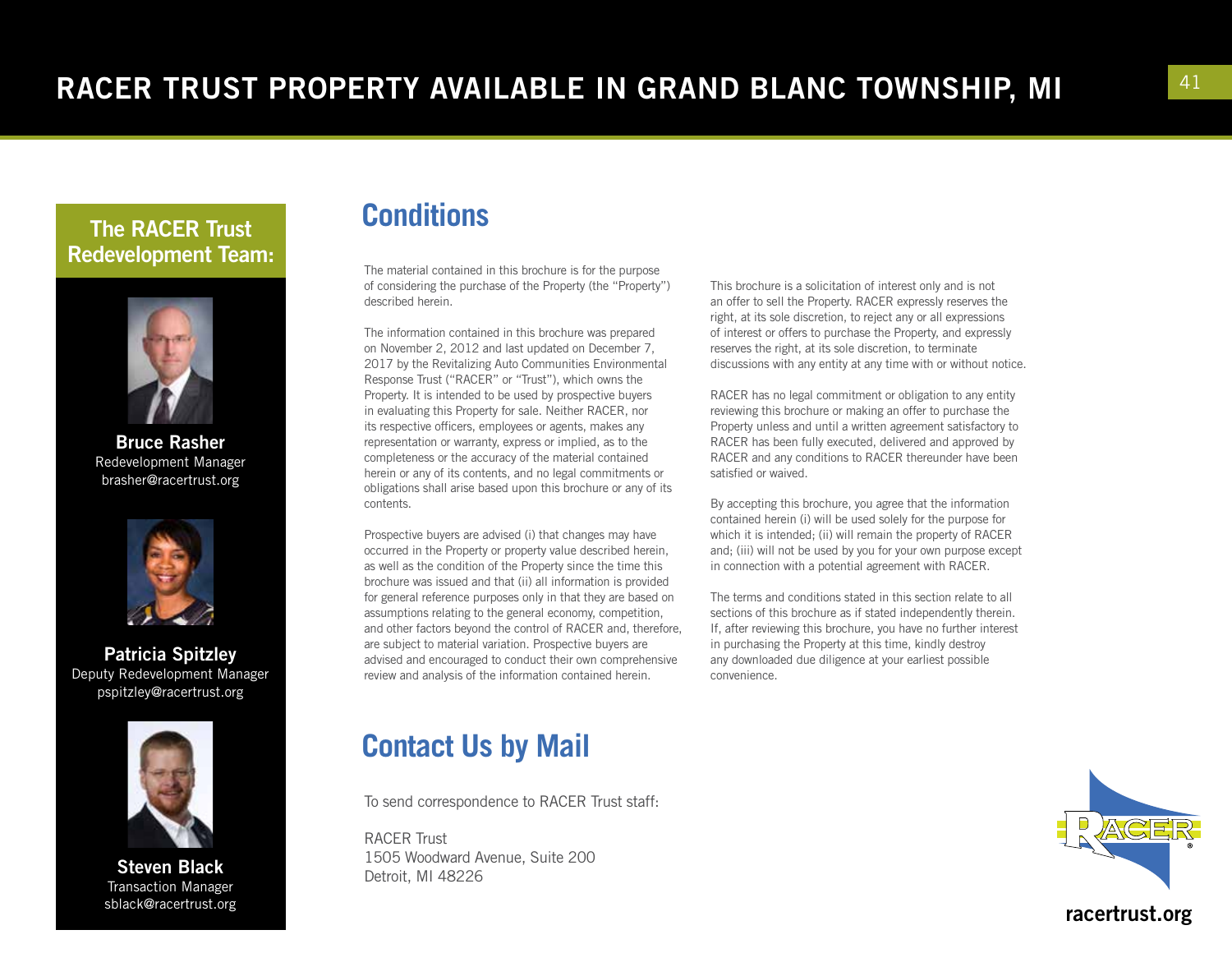# RACER TRUST PROPERTY AVAILABLE IN GRAND BLANC TOWNSHIP, MI

## The RACER Trust Redevelopment Team:

**Bruce Rasher**
Redevelopment Manager
brasher@racertrust.org

**Patricia Spitzley**
Deputy Redevelopment Manager
pspitzley@racertrust.org

**Steven Black**
Transaction Manager
sblack@racertrust.org

## Conditions

The material contained in this brochure is for the purpose of considering the purchase of the Property (the "Property") described herein.

The information contained in this brochure was prepared on November 2, 2012 and last updated on December 7, 2017 by the Revitalizing Auto Communities Environmental Response Trust ("RACER" or "Trust"), which owns the Property. It is intended to be used by prospective buyers in evaluating this Property for sale. Neither RACER, nor its respective officers, employees or agents, makes any representation or warranty, express or implied, as to the completeness or the accuracy of the material contained herein or any of its contents, and no legal commitments or obligations shall arise based upon this brochure or any of its contents.

Prospective buyers are advised (i) that changes may have occurred in the Property or property value described herein, as well as the condition of the Property since the time this brochure was issued and that (ii) all information is provided for general reference purposes only in that they are based on assumptions relating to the general economy, competition, and other factors beyond the control of RACER and, therefore, are subject to material variation. Prospective buyers are advised and encouraged to conduct their own comprehensive review and analysis of the information contained herein.

This brochure is a solicitation of interest only and is not an offer to sell the Property. RACER expressly reserves the right, at its sole discretion, to reject any or all expressions of interest or offers to purchase the Property, and expressly reserves the right, at its sole discretion, to terminate discussions with any entity at any time with or without notice.

RACER has no legal commitment or obligation to any entity reviewing this brochure or making an offer to purchase the Property unless and until a written agreement satisfactory to RACER has been fully executed, delivered and approved by RACER and any conditions to RACER thereunder have been satisfied or waived.

By accepting this brochure, you agree that the information contained herein (i) will be used solely for the purpose for which it is intended; (ii) will remain the property of RACER and; (iii) will not be used by you for your own purpose except in connection with a potential agreement with RACER.

The terms and conditions stated in this section relate to all sections of this brochure as if stated independently therein. If, after reviewing this brochure, you have no further interest in purchasing the Property at this time, kindly destroy any downloaded due diligence at your earliest possible convenience.

## Contact Us by Mail

To send correspondence to RACER Trust staff:

RACER Trust
1505 Woodward Avenue, Suite 200
Detroit, MI 48226

racertrust.org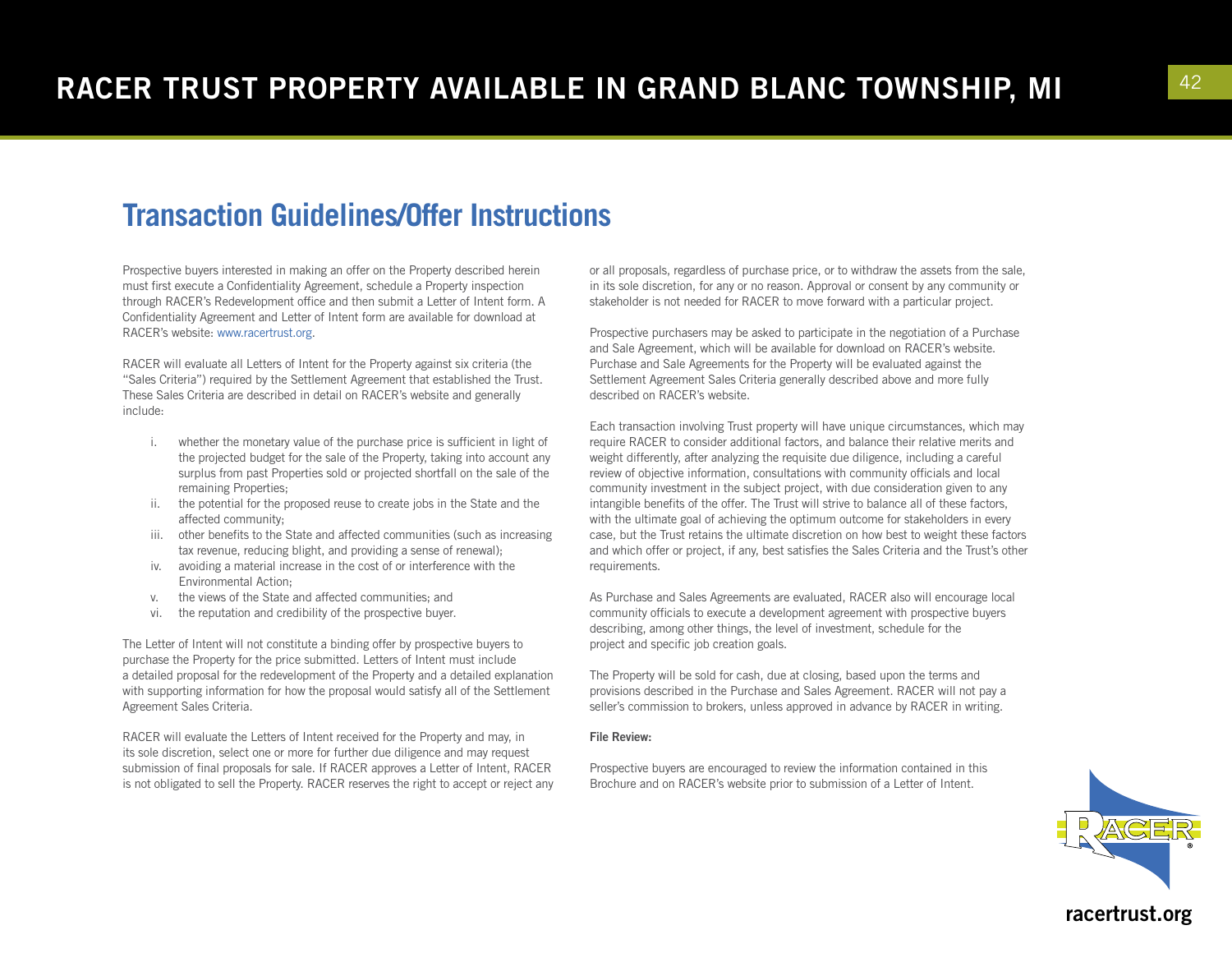## Transaction Guidelines/Offer Instructions

Prospective buyers interested in making an offer on the Property described herein must first execute a Confidentiality Agreement, schedule a Property inspection through RACER's Redevelopment office and then submit a Letter of Intent form. A Confidentiality Agreement and Letter of Intent form are available for download at RACER's website: www.racertrust.org.

RACER will evaluate all Letters of Intent for the Property against six criteria (the "Sales Criteria") required by the Settlement Agreement that established the Trust. These Sales Criteria are described in detail on RACER's website and generally include:

i. whether the monetary value of the purchase price is sufficient in light of the projected budget for the sale of the Property, taking into account any surplus from past Properties sold or projected shortfall on the sale of the remaining Properties;
ii. the potential for the proposed reuse to create jobs in the State and the affected community;
iii. other benefits to the State and affected communities (such as increasing tax revenue, reducing blight, and providing a sense of renewal);
iv. avoiding a material increase in the cost of or interference with the Environmental Action;
v. the views of the State and affected communities; and
vi. the reputation and credibility of the prospective buyer.

The Letter of Intent will not constitute a binding offer by prospective buyers to purchase the Property for the price submitted. Letters of Intent must include a detailed proposal for the redevelopment of the Property and a detailed explanation with supporting information for how the proposal would satisfy all of the Settlement Agreement Sales Criteria.

RACER will evaluate the Letters of Intent received for the Property and may, in its sole discretion, select one or more for further due diligence and may request submission of final proposals for sale. If RACER approves a Letter of Intent, RACER is not obligated to sell the Property. RACER reserves the right to accept or reject any or all proposals, regardless of purchase price, or to withdraw the assets from the sale, in its sole discretion, for any or no reason. Approval or consent by any community or stakeholder is not needed for RACER to move forward with a particular project.

Prospective purchasers may be asked to participate in the negotiation of a Purchase and Sale Agreement, which will be available for download on RACER's website. Purchase and Sale Agreements for the Property will be evaluated against the Settlement Agreement Sales Criteria generally described above and more fully described on RACER's website.

Each transaction involving Trust property will have unique circumstances, which may require RACER to consider additional factors, and balance their relative merits and weight differently, after analyzing the requisite due diligence, including a careful review of objective information, consultations with community officials and local community investment in the subject project, with due consideration given to any intangible benefits of the offer. The Trust will strive to balance all of these factors, with the ultimate goal of achieving the optimum outcome for stakeholders in every case, but the Trust retains the ultimate discretion on how best to weight these factors and which offer or project, if any, best satisfies the Sales Criteria and the Trust's other requirements.

As Purchase and Sales Agreements are evaluated, RACER also will encourage local community officials to execute a development agreement with prospective buyers describing, among other things, the level of investment, schedule for the project and specific job creation goals.

The Property will be sold for cash, due at closing, based upon the terms and provisions described in the Purchase and Sales Agreement. RACER will not pay a seller's commission to brokers, unless approved in advance by RACER in writing.

**File Review:**

Prospective buyers are encouraged to review the information contained in this Brochure and on RACER's website prior to submission of a Letter of Intent.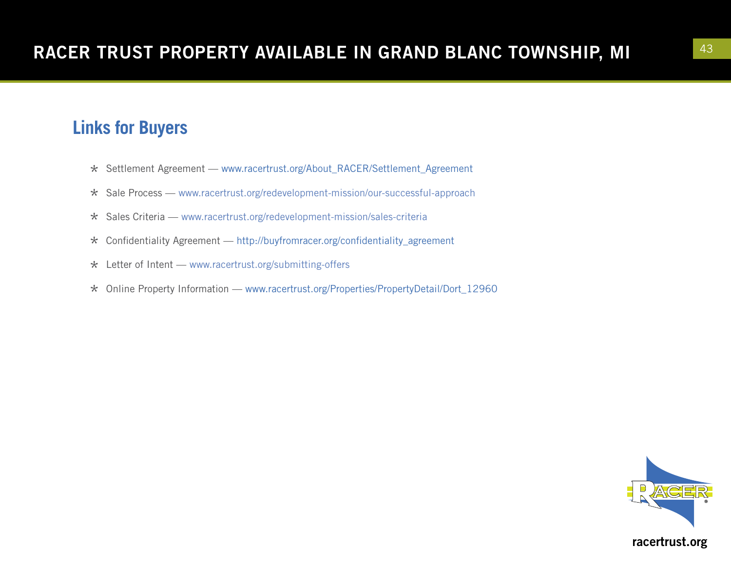## Links for Buyers

- Settlement Agreement — www.racertrust.org/About_RACER/Settlement_Agreement
- Sale Process — www.racertrust.org/redevelopment-mission/our-successful-approach
- Sales Criteria — www.racertrust.org/redevelopment-mission/sales-criteria
- Confidentiality Agreement — http://buyfromracer.org/confidentiality_agreement
- Letter of Intent — www.racertrust.org/submitting-offers
- Online Property Information — www.racertrust.org/Properties/PropertyDetail/Dort_12960